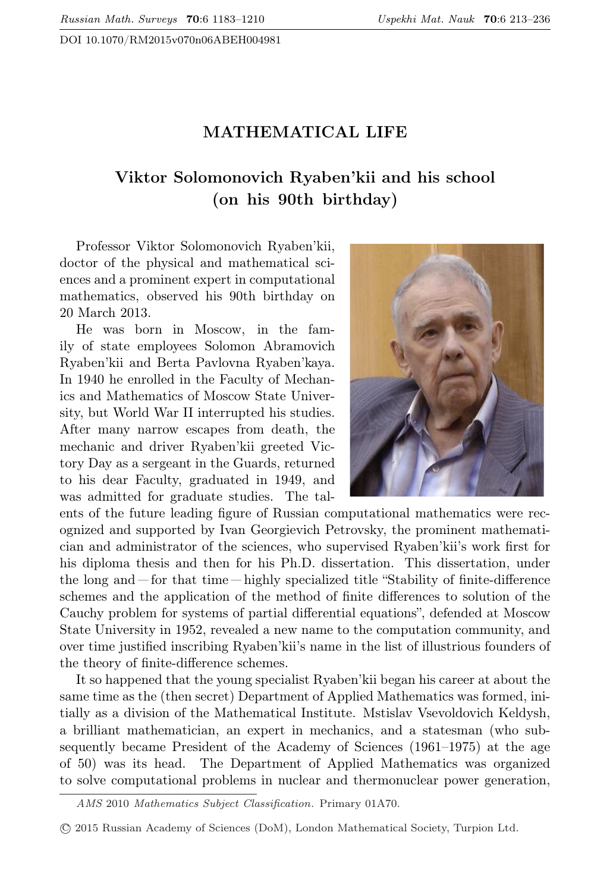# MATHEMATICAL LIFE

## Viktor Solomonovich Ryaben'kii and his school (on his 90th birthday)

Professor Viktor Solomonovich Ryaben'kii, doctor of the physical and mathematical sciences and a prominent expert in computational mathematics, observed his 90th birthday on 20 March 2013.

He was born in Moscow, in the family of state employees Solomon Abramovich Ryaben'kii and Berta Pavlovna Ryaben'kaya. In 1940 he enrolled in the Faculty of Mechanics and Mathematics of Moscow State University, but World War II interrupted his studies. After many narrow escapes from death, the mechanic and driver Ryaben'kii greeted Victory Day as a sergeant in the Guards, returned to his dear Faculty, graduated in 1949, and was admitted for graduate studies. The talents of the future leading figure of Russian computational mathematics were recognized and supported by Ivan Georgievich Petrovsky, the prominent mathematician and administrator of the sciences, who supervised Ryaben'kii's work first for his diploma thesis and then for his Ph.D. dissertation. This dissertation, under the long and — for that time — highly specialized title "Stability of finite-difference schemes and the application of the method of finite differences to solution of the Cauchy problem for systems of partial differential equations", defended at Moscow State University in 1952, revealed a new name to the computation community, and over time justified inscribing Ryaben'kii's name in the list of illustrious founders of the theory of finite-difference schemes.

It so happened that the young specialist Ryaben'kii began his career at about the same time as the (then secret) Department of Applied Mathematics was formed, initially as a division of the Mathematical Institute. Mstislav Vsevoldovich Keldysh, a brilliant mathematician, an expert in mechanics, and a statesman (who subsequently became President of the Academy of Sciences (1961–1975) at the age of 50) was its head. The Department of Applied Mathematics was organized to solve computational problems in nuclear and thermonuclear power generation,

---

*AMS* 2010 *Mathematics Subject Classification.* Primary 01A70.

© 2015 Russian Academy of Sciences (DoM), London Mathematical Society, Turpion Ltd.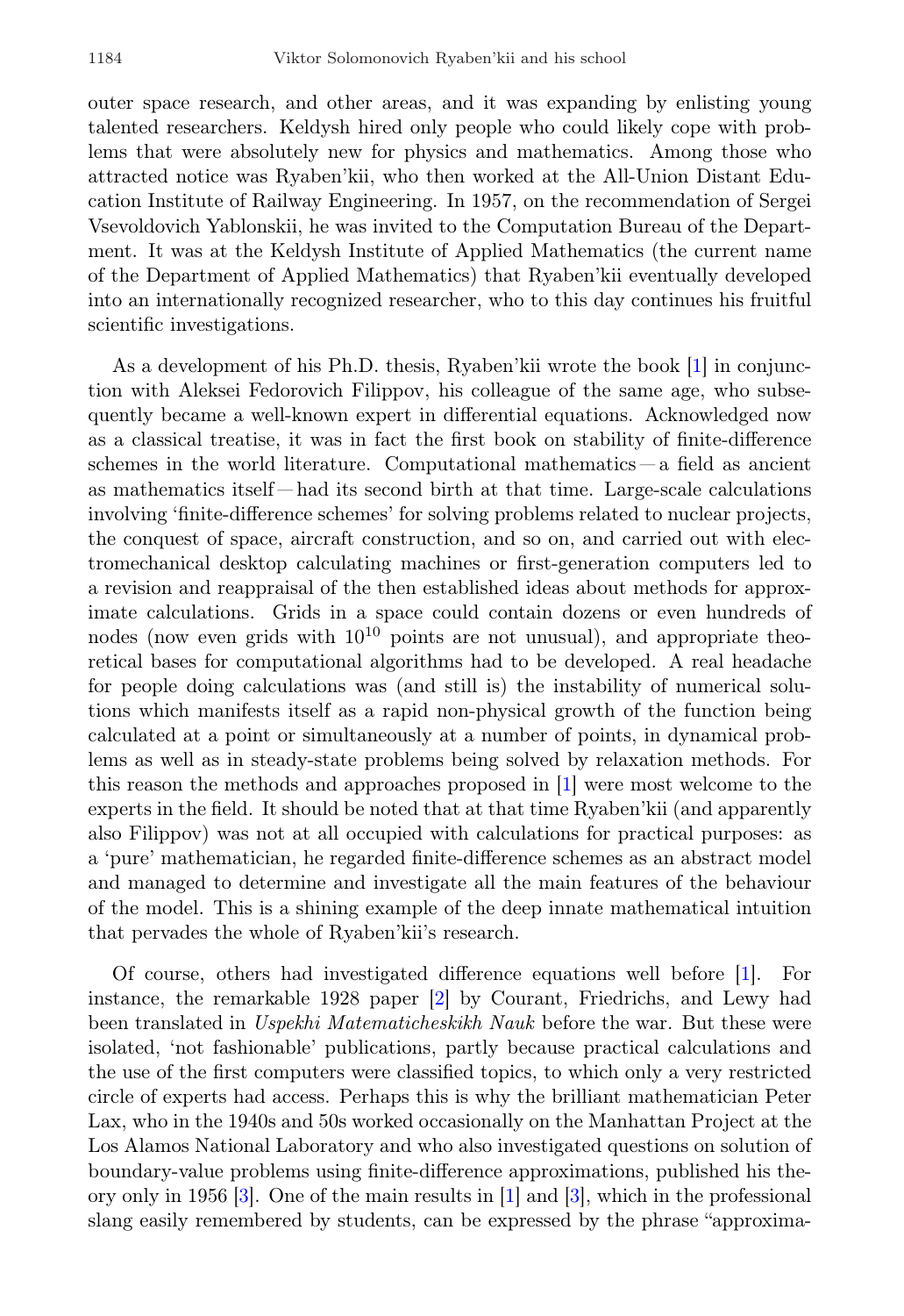outer space research, and other areas, and it was expanding by enlisting young talented researchers. Keldysh hired only people who could likely cope with problems that were absolutely new for physics and mathematics. Among those who attracted notice was Ryaben'kii, who then worked at the All-Union Distant Education Institute of Railway Engineering. In 1957, on the recommendation of Sergei Vsevoldovich Yablonskii, he was invited to the Computation Bureau of the Department. It was at the Keldysh Institute of Applied Mathematics (the current name of the Department of Applied Mathematics) that Ryaben'kii eventually developed into an internationally recognized researcher, who to this day continues his fruitful scientific investigations.

As a development of his Ph.D. thesis, Ryaben'kii wrote the book [1] in conjunction with Aleksei Fedorovich Filippov, his colleague of the same age, who subsequently became a well-known expert in differential equations. Acknowledged now as a classical treatise, it was in fact the first book on stability of finite-difference schemes in the world literature. Computational mathematics — a field as ancient as mathematics itself — had its second birth at that time. Large-scale calculations involving 'finite-difference schemes' for solving problems related to nuclear projects, the conquest of space, aircraft construction, and so on, and carried out with electromechanical desktop calculating machines or first-generation computers led to a revision and reappraisal of the then established ideas about methods for approximate calculations. Grids in a space could contain dozens or even hundreds of nodes (now even grids with $10^{10}$ points are not unusual), and appropriate theoretical bases for computational algorithms had to be developed. A real headache for people doing calculations was (and still is) the instability of numerical solutions which manifests itself as a rapid non-physical growth of the function being calculated at a point or simultaneously at a number of points, in dynamical problems as well as in steady-state problems being solved by relaxation methods. For this reason the methods and approaches proposed in [1] were most welcome to the experts in the field. It should be noted that at that time Ryaben'kii (and apparently also Filippov) was not at all occupied with calculations for practical purposes: as a 'pure' mathematician, he regarded finite-difference schemes as an abstract model and managed to determine and investigate all the main features of the behaviour of the model. This is a shining example of the deep innate mathematical intuition that pervades the whole of Ryaben'kii's research.

Of course, others had investigated difference equations well before [1]. For instance, the remarkable 1928 paper [2] by Courant, Friedrichs, and Lewy had been translated in *Uspekhi Matematicheskikh Nauk* before the war. But these were isolated, 'not fashionable' publications, partly because practical calculations and the use of the first computers were classified topics, to which only a very restricted circle of experts had access. Perhaps this is why the brilliant mathematician Peter Lax, who in the 1940s and 50s worked occasionally on the Manhattan Project at the Los Alamos National Laboratory and who also investigated questions on solution of boundary-value problems using finite-difference approximations, published his theory only in 1956 [3]. One of the main results in [1] and [3], which in the professional slang easily remembered by students, can be expressed by the phrase "approxima-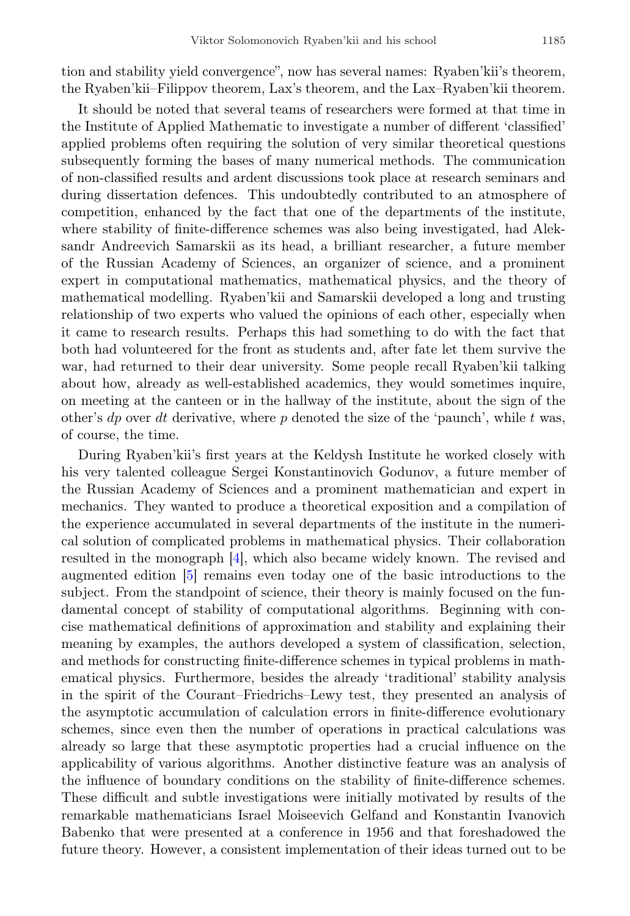tion and stability yield convergence", now has several names: Ryaben'kii's theorem, the Ryaben'kii–Filippov theorem, Lax's theorem, and the Lax–Ryaben'kii theorem.

It should be noted that several teams of researchers were formed at that time in the Institute of Applied Mathematic to investigate a number of different 'classified' applied problems often requiring the solution of very similar theoretical questions subsequently forming the bases of many numerical methods. The communication of non-classified results and ardent discussions took place at research seminars and during dissertation defences. This undoubtedly contributed to an atmosphere of competition, enhanced by the fact that one of the departments of the institute, where stability of finite-difference schemes was also being investigated, had Aleksandr Andreevich Samarskii as its head, a brilliant researcher, a future member of the Russian Academy of Sciences, an organizer of science, and a prominent expert in computational mathematics, mathematical physics, and the theory of mathematical modelling. Ryaben'kii and Samarskii developed a long and trusting relationship of two experts who valued the opinions of each other, especially when it came to research results. Perhaps this had something to do with the fact that both had volunteered for the front as students and, after fate let them survive the war, had returned to their dear university. Some people recall Ryaben'kii talking about how, already as well-established academics, they would sometimes inquire, on meeting at the canteen or in the hallway of the institute, about the sign of the other's $dp$ over $dt$ derivative, where $p$ denoted the size of the 'paunch', while $t$ was, of course, the time.

During Ryaben'kii's first years at the Keldysh Institute he worked closely with his very talented colleague Sergei Konstantinovich Godunov, a future member of the Russian Academy of Sciences and a prominent mathematician and expert in mechanics. They wanted to produce a theoretical exposition and a compilation of the experience accumulated in several departments of the institute in the numerical solution of complicated problems in mathematical physics. Their collaboration resulted in the monograph [4], which also became widely known. The revised and augmented edition [5] remains even today one of the basic introductions to the subject. From the standpoint of science, their theory is mainly focused on the fundamental concept of stability of computational algorithms. Beginning with concise mathematical definitions of approximation and stability and explaining their meaning by examples, the authors developed a system of classification, selection, and methods for constructing finite-difference schemes in typical problems in mathematical physics. Furthermore, besides the already 'traditional' stability analysis in the spirit of the Courant–Friedrichs–Lewy test, they presented an analysis of the asymptotic accumulation of calculation errors in finite-difference evolutionary schemes, since even then the number of operations in practical calculations was already so large that these asymptotic properties had a crucial influence on the applicability of various algorithms. Another distinctive feature was an analysis of the influence of boundary conditions on the stability of finite-difference schemes. These difficult and subtle investigations were initially motivated by results of the remarkable mathematicians Israel Moiseevich Gelfand and Konstantin Ivanovich Babenko that were presented at a conference in 1956 and that foreshadowed the future theory. However, a consistent implementation of their ideas turned out to be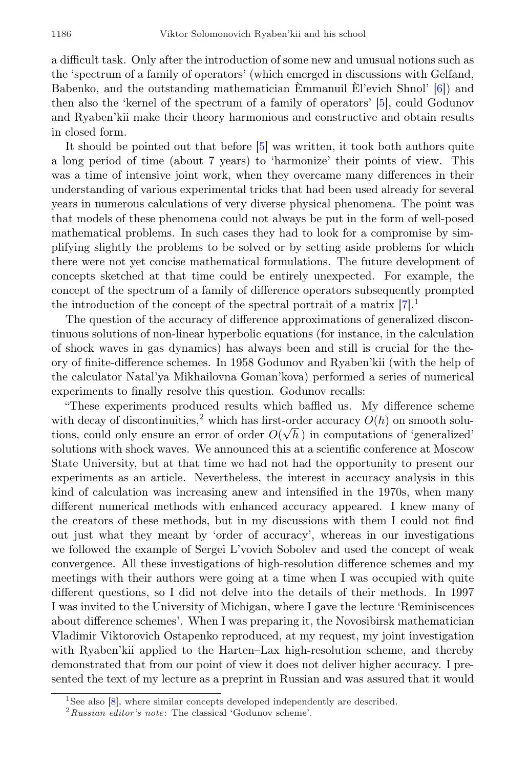a difficult task. Only after the introduction of some new and unusual notions such as the 'spectrum of a family of operators' (which emerged in discussions with Gelfand, Babenko, and the outstanding mathematician Èmmanuil Èl'evich Shnol' [6]) and then also the 'kernel of the spectrum of a family of operators' [5], could Godunov and Ryaben'kii make their theory harmonious and constructive and obtain results in closed form.

It should be pointed out that before [5] was written, it took both authors quite a long period of time (about 7 years) to 'harmonize' their points of view. This was a time of intensive joint work, when they overcame many differences in their understanding of various experimental tricks that had been used already for several years in numerous calculations of very diverse physical phenomena. The point was that models of these phenomena could not always be put in the form of well-posed mathematical problems. In such cases they had to look for a compromise by simplifying slightly the problems to be solved or by setting aside problems for which there were not yet concise mathematical formulations. The future development of concepts sketched at that time could be entirely unexpected. For example, the concept of the spectrum of a family of difference operators subsequently prompted the introduction of the concept of the spectral portrait of a matrix [7].[1]

The question of the accuracy of difference approximations of generalized discontinuous solutions of non-linear hyperbolic equations (for instance, in the calculation of shock waves in gas dynamics) has always been and still is crucial for the theory of finite-difference schemes. In 1958 Godunov and Ryaben'kii (with the help of the calculator Natal'ya Mikhailovna Goman'kova) performed a series of numerical experiments to finally resolve this question. Godunov recalls:

"These experiments produced results which baffled us. My difference scheme with decay of discontinuities,[2] which has first-order accuracy $O(h)$ on smooth solutions, could only ensure an error of order $O(\sqrt{h})$ in computations of 'generalized' solutions with shock waves. We announced this at a scientific conference at Moscow State University, but at that time we had not had the opportunity to present our experiments as an article. Nevertheless, the interest in accuracy analysis in this kind of calculation was increasing anew and intensified in the 1970s, when many different numerical methods with enhanced accuracy appeared. I knew many of the creators of these methods, but in my discussions with them I could not find out just what they meant by 'order of accuracy', whereas in our investigations we followed the example of Sergei L'vovich Sobolev and used the concept of weak convergence. All these investigations of high-resolution difference schemes and my meetings with their authors were going at a time when I was occupied with quite different questions, so I did not delve into the details of their methods. In 1997 I was invited to the University of Michigan, where I gave the lecture 'Reminiscences about difference schemes'. When I was preparing it, the Novosibirsk mathematician Vladimir Viktorovich Ostapenko reproduced, at my request, my joint investigation with Ryaben'kii applied to the Harten–Lax high-resolution scheme, and thereby demonstrated that from our point of view it does not deliver higher accuracy. I presented the text of my lecture as a preprint in Russian and was assured that it would

[1] See also [8], where similar concepts developed independently are described.

[2] *Russian editor's note*: The classical 'Godunov scheme'.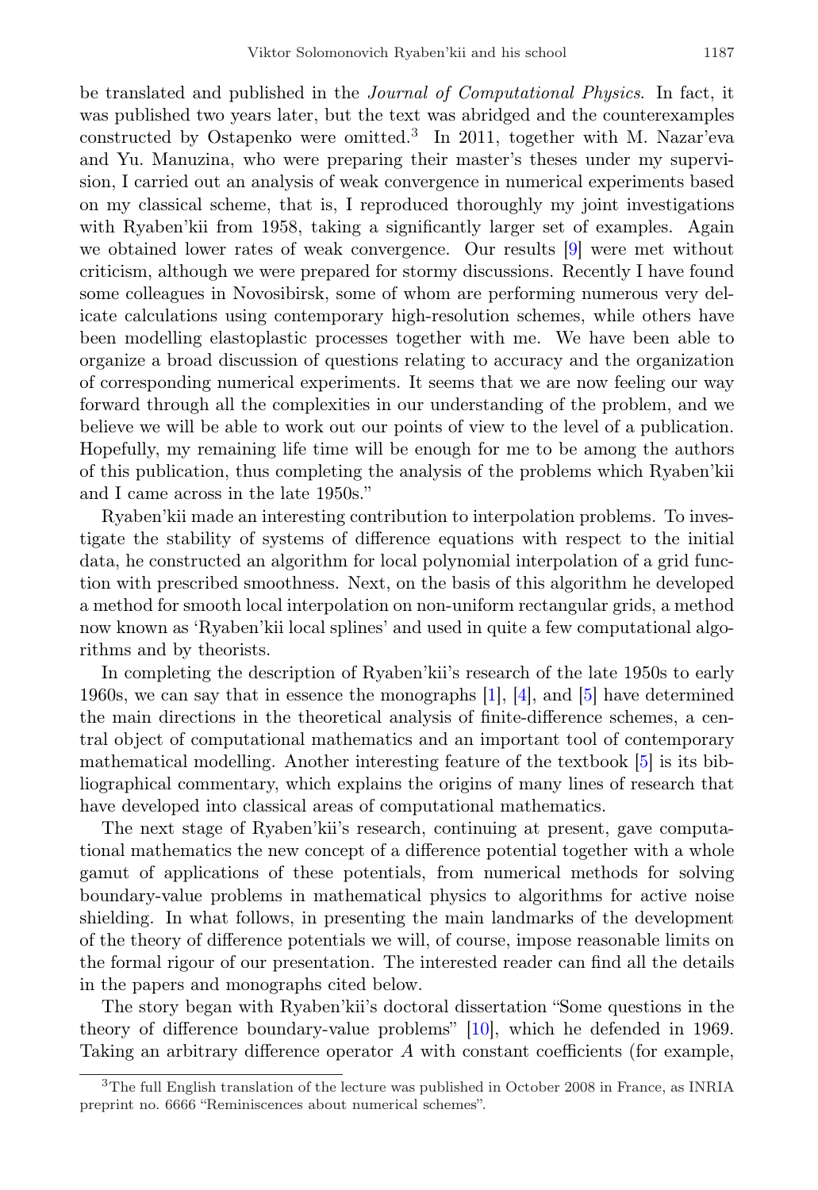be translated and published in the *Journal of Computational Physics*. In fact, it was published two years later, but the text was abridged and the counterexamples constructed by Ostapenko were omitted.[3] In 2011, together with M. Nazar'eva and Yu. Manuzina, who were preparing their master's theses under my supervision, I carried out an analysis of weak convergence in numerical experiments based on my classical scheme, that is, I reproduced thoroughly my joint investigations with Ryaben'kii from 1958, taking a significantly larger set of examples. Again we obtained lower rates of weak convergence. Our results [9] were met without criticism, although we were prepared for stormy discussions. Recently I have found some colleagues in Novosibirsk, some of whom are performing numerous very delicate calculations using contemporary high-resolution schemes, while others have been modelling elastoplastic processes together with me. We have been able to organize a broad discussion of questions relating to accuracy and the organization of corresponding numerical experiments. It seems that we are now feeling our way forward through all the complexities in our understanding of the problem, and we believe we will be able to work out our points of view to the level of a publication. Hopefully, my remaining life time will be enough for me to be among the authors of this publication, thus completing the analysis of the problems which Ryaben'kii and I came across in the late 1950s."

Ryaben'kii made an interesting contribution to interpolation problems. To investigate the stability of systems of difference equations with respect to the initial data, he constructed an algorithm for local polynomial interpolation of a grid function with prescribed smoothness. Next, on the basis of this algorithm he developed a method for smooth local interpolation on non-uniform rectangular grids, a method now known as 'Ryaben'kii local splines' and used in quite a few computational algorithms and by theorists.

In completing the description of Ryaben'kii's research of the late 1950s to early 1960s, we can say that in essence the monographs [1], [4], and [5] have determined the main directions in the theoretical analysis of finite-difference schemes, a central object of computational mathematics and an important tool of contemporary mathematical modelling. Another interesting feature of the textbook [5] is its bibliographical commentary, which explains the origins of many lines of research that have developed into classical areas of computational mathematics.

The next stage of Ryaben'kii's research, continuing at present, gave computational mathematics the new concept of a difference potential together with a whole gamut of applications of these potentials, from numerical methods for solving boundary-value problems in mathematical physics to algorithms for active noise shielding. In what follows, in presenting the main landmarks of the development of the theory of difference potentials we will, of course, impose reasonable limits on the formal rigour of our presentation. The interested reader can find all the details in the papers and monographs cited below.

The story began with Ryaben'kii's doctoral dissertation "Some questions in the theory of difference boundary-value problems" [10], which he defended in 1969. Taking an arbitrary difference operator $A$ with constant coefficients (for example,

[3] The full English translation of the lecture was published in October 2008 in France, as INRIA preprint no. 6666 "Reminiscences about numerical schemes".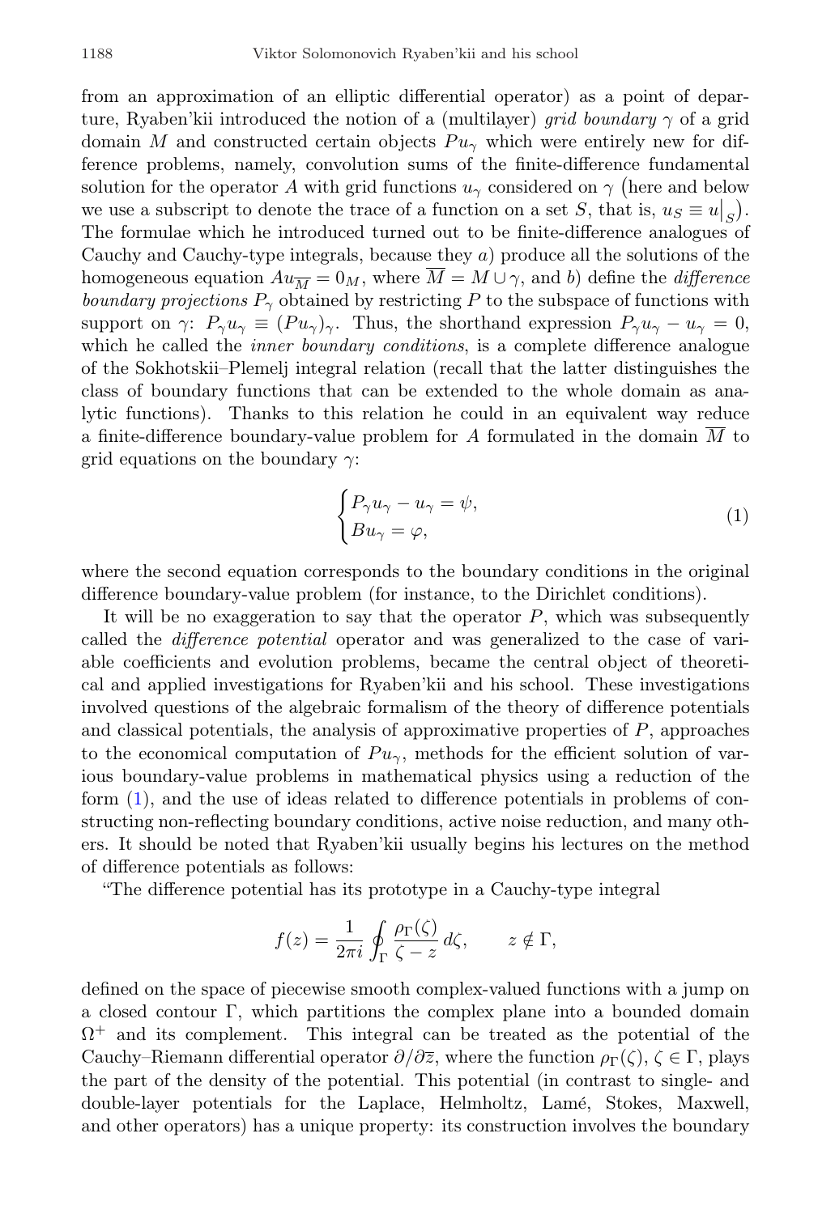from an approximation of an elliptic differential operator) as a point of departure, Ryaben'kii introduced the notion of a (multilayer) *grid boundary* $\gamma$ of a grid domain $M$ and constructed certain objects $Pu_\gamma$ which were entirely new for difference problems, namely, convolution sums of the finite-difference fundamental solution for the operator $A$ with grid functions $u_\gamma$ considered on $\gamma$ (here and below we use a subscript to denote the trace of a function on a set $S$, that is, $u_S \equiv u\big|_S$). The formulae which he introduced turned out to be finite-difference analogues of Cauchy and Cauchy-type integrals, because they *a*) produce all the solutions of the homogeneous equation $Au_{\overline{M}} = 0_M$, where $\overline{M} = M \cup \gamma$, and *b*) define the *difference boundary projections* $P_\gamma$ obtained by restricting $P$ to the subspace of functions with support on $\gamma$: $P_\gamma u_\gamma \equiv (Pu_\gamma)_\gamma$. Thus, the shorthand expression $P_\gamma u_\gamma - u_\gamma = 0$, which he called the *inner boundary conditions*, is a complete difference analogue of the Sokhotskii–Plemelj integral relation (recall that the latter distinguishes the class of boundary functions that can be extended to the whole domain as analytic functions). Thanks to this relation he could in an equivalent way reduce a finite-difference boundary-value problem for $A$ formulated in the domain $\overline{M}$ to grid equations on the boundary $\gamma$:

$$\begin{cases} P_\gamma u_\gamma - u_\gamma = \psi, \\ Bu_\gamma = \varphi, \end{cases} \tag{1}$$

where the second equation corresponds to the boundary conditions in the original difference boundary-value problem (for instance, to the Dirichlet conditions).

It will be no exaggeration to say that the operator $P$, which was subsequently called the *difference potential* operator and was generalized to the case of variable coefficients and evolution problems, became the central object of theoretical and applied investigations for Ryaben'kii and his school. These investigations involved questions of the algebraic formalism of the theory of difference potentials and classical potentials, the analysis of approximative properties of $P$, approaches to the economical computation of $Pu_\gamma$, methods for the efficient solution of various boundary-value problems in mathematical physics using a reduction of the form (1), and the use of ideas related to difference potentials in problems of constructing non-reflecting boundary conditions, active noise reduction, and many others. It should be noted that Ryaben'kii usually begins his lectures on the method of difference potentials as follows:

"The difference potential has its prototype in a Cauchy-type integral

$$f(z) = \frac{1}{2\pi i} \oint_\Gamma \frac{\rho_\Gamma(\zeta)}{\zeta - z}\, d\zeta, \qquad z \notin \Gamma,$$

defined on the space of piecewise smooth complex-valued functions with a jump on a closed contour $\Gamma$, which partitions the complex plane into a bounded domain $\Omega^+$ and its complement. This integral can be treated as the potential of the Cauchy–Riemann differential operator $\partial/\partial\overline{z}$, where the function $\rho_\Gamma(\zeta)$, $\zeta \in \Gamma$, plays the part of the density of the potential. This potential (in contrast to single- and double-layer potentials for the Laplace, Helmholtz, Lamé, Stokes, Maxwell, and other operators) has a unique property: its construction involves the boundary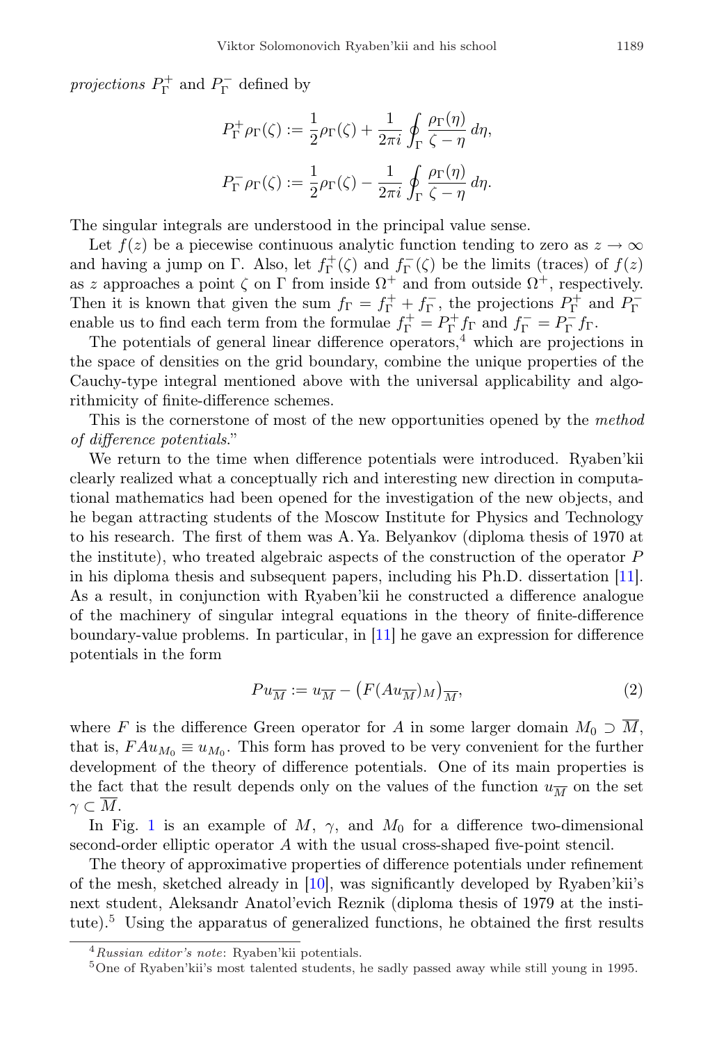*projections* $P_\Gamma^+$ and $P_\Gamma^-$ defined by

$$P_\Gamma^+ \rho_\Gamma(\zeta) := \frac{1}{2}\rho_\Gamma(\zeta) + \frac{1}{2\pi i}\oint_\Gamma \frac{\rho_\Gamma(\eta)}{\zeta - \eta}\, d\eta,$$

$$P_\Gamma^- \rho_\Gamma(\zeta) := \frac{1}{2}\rho_\Gamma(\zeta) - \frac{1}{2\pi i}\oint_\Gamma \frac{\rho_\Gamma(\eta)}{\zeta - \eta}\, d\eta.$$

The singular integrals are understood in the principal value sense.

Let $f(z)$ be a piecewise continuous analytic function tending to zero as $z \to \infty$ and having a jump on $\Gamma$. Also, let $f_\Gamma^+(\zeta)$ and $f_\Gamma^-(\zeta)$ be the limits (traces) of $f(z)$ as $z$ approaches a point $\zeta$ on $\Gamma$ from inside $\Omega^+$ and from outside $\Omega^+$, respectively. Then it is known that given the sum $f_\Gamma = f_\Gamma^+ + f_\Gamma^-$, the projections $P_\Gamma^+$ and $P_\Gamma^-$ enable us to find each term from the formulae $f_\Gamma^+ = P_\Gamma^+ f_\Gamma$ and $f_\Gamma^- = P_\Gamma^- f_\Gamma$.

The potentials of general linear difference operators,[4] which are projections in the space of densities on the grid boundary, combine the unique properties of the Cauchy-type integral mentioned above with the universal applicability and algorithmicity of finite-difference schemes.

This is the cornerstone of most of the new opportunities opened by the *method of difference potentials*."

We return to the time when difference potentials were introduced. Ryaben'kii clearly realized what a conceptually rich and interesting new direction in computational mathematics had been opened for the investigation of the new objects, and he began attracting students of the Moscow Institute for Physics and Technology to his research. The first of them was A. Ya. Belyankov (diploma thesis of 1970 at the institute), who treated algebraic aspects of the construction of the operator $P$ in his diploma thesis and subsequent papers, including his Ph.D. dissertation [11]. As a result, in conjunction with Ryaben'kii he constructed a difference analogue of the machinery of singular integral equations in the theory of finite-difference boundary-value problems. In particular, in [11] he gave an expression for difference potentials in the form

$$Pu_{\overline{M}} := u_{\overline{M}} - \big(F(Au_{\overline{M}})_M\big)_{\overline{M}}, \tag{2}$$

where $F$ is the difference Green operator for $A$ in some larger domain $M_0 \supset \overline{M}$, that is, $FAu_{M_0} \equiv u_{M_0}$. This form has proved to be very convenient for the further development of the theory of difference potentials. One of its main properties is the fact that the result depends only on the values of the function $u_{\overline{M}}$ on the set $\gamma \subset \overline{M}$.

In Fig. 1 is an example of $M$, $\gamma$, and $M_0$ for a difference two-dimensional second-order elliptic operator $A$ with the usual cross-shaped five-point stencil.

The theory of approximative properties of difference potentials under refinement of the mesh, sketched already in [10], was significantly developed by Ryaben'kii's next student, Aleksandr Anatol'evich Reznik (diploma thesis of 1979 at the institute).[5] Using the apparatus of generalized functions, he obtained the first results

---

[4] *Russian editor's note*: Ryaben'kii potentials.

[5] One of Ryaben'kii's most talented students, he sadly passed away while still young in 1995.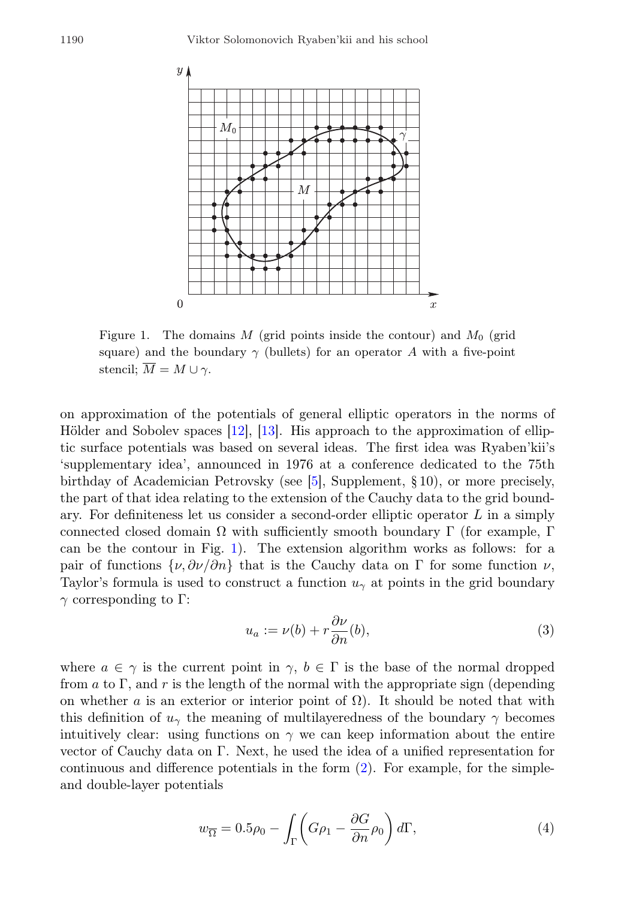Figure 1. The domains $M$ (grid points inside the contour) and $M_0$ (grid square) and the boundary $\gamma$ (bullets) for an operator $A$ with a five-point stencil; $\overline{M} = M \cup \gamma$.

on approximation of the potentials of general elliptic operators in the norms of Hölder and Sobolev spaces [12], [13]. His approach to the approximation of elliptic surface potentials was based on several ideas. The first idea was Ryaben'kii's 'supplementary idea', announced in 1976 at a conference dedicated to the 75th birthday of Academician Petrovsky (see [5], Supplement, § 10), or more precisely, the part of that idea relating to the extension of the Cauchy data to the grid boundary. For definiteness let us consider a second-order elliptic operator $L$ in a simply connected closed domain $\Omega$ with sufficiently smooth boundary $\Gamma$ (for example, $\Gamma$ can be the contour in Fig. 1). The extension algorithm works as follows: for a pair of functions $\{\nu, \partial\nu/\partial n\}$ that is the Cauchy data on $\Gamma$ for some function $\nu$, Taylor's formula is used to construct a function $u_\gamma$ at points in the grid boundary $\gamma$ corresponding to $\Gamma$:

$$u_a := \nu(b) + r\frac{\partial \nu}{\partial n}(b), \tag{3}$$

where $a \in \gamma$ is the current point in $\gamma$, $b \in \Gamma$ is the base of the normal dropped from $a$ to $\Gamma$, and $r$ is the length of the normal with the appropriate sign (depending on whether $a$ is an exterior or interior point of $\Omega$). It should be noted that with this definition of $u_\gamma$ the meaning of multilayeredness of the boundary $\gamma$ becomes intuitively clear: using functions on $\gamma$ we can keep information about the entire vector of Cauchy data on $\Gamma$. Next, he used the idea of a unified representation for continuous and difference potentials in the form (2). For example, for the simple- and double-layer potentials

$$w_{\overline{\Omega}} = 0.5\rho_0 - \int_\Gamma \left( G\rho_1 - \frac{\partial G}{\partial n}\rho_0 \right) d\Gamma, \tag{4}$$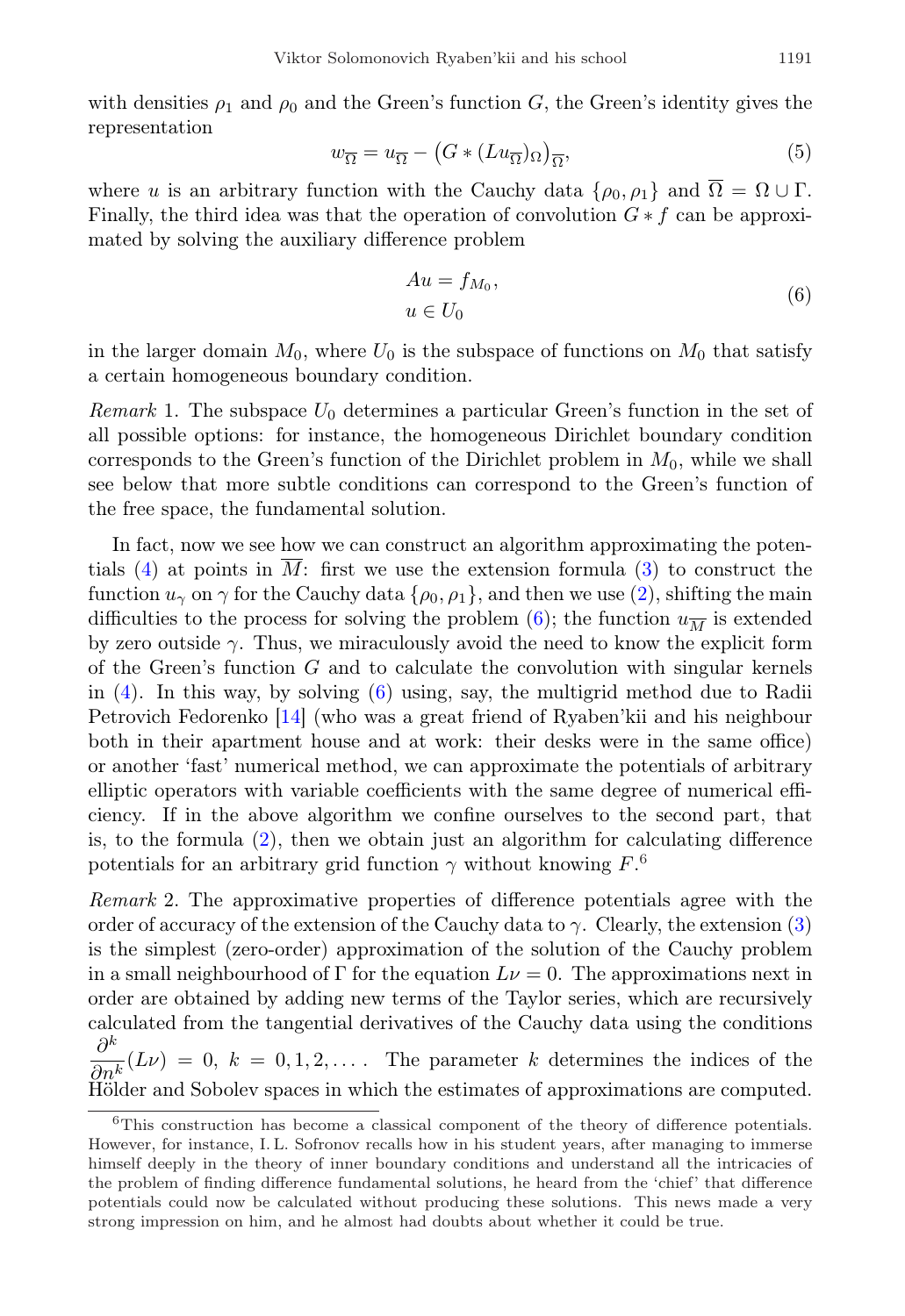with densities $\rho_1$ and $\rho_0$ and the Green's function $G$, the Green's identity gives the representation

$$w_{\overline{\Omega}} = u_{\overline{\Omega}} - \big(G * (Lu_{\overline{\Omega}})_{\Omega}\big)_{\overline{\Omega}}, \tag{5}$$

where $u$ is an arbitrary function with the Cauchy data $\{\rho_0, \rho_1\}$ and $\overline{\Omega} = \Omega \cup \Gamma$. Finally, the third idea was that the operation of convolution $G * f$ can be approximated by solving the auxiliary difference problem

$$\begin{aligned} &Au = f_{M_0}, \\ &u \in U_0 \end{aligned} \tag{6}$$

in the larger domain $M_0$, where $U_0$ is the subspace of functions on $M_0$ that satisfy a certain homogeneous boundary condition.

*Remark* 1. The subspace $U_0$ determines a particular Green's function in the set of all possible options: for instance, the homogeneous Dirichlet boundary condition corresponds to the Green's function of the Dirichlet problem in $M_0$, while we shall see below that more subtle conditions can correspond to the Green's function of the free space, the fundamental solution.

In fact, now we see how we can construct an algorithm approximating the potentials (4) at points in $\overline{M}$: first we use the extension formula (3) to construct the function $u_\gamma$ on $\gamma$ for the Cauchy data $\{\rho_0, \rho_1\}$, and then we use (2), shifting the main difficulties to the process for solving the problem (6); the function $u_{\overline{M}}$ is extended by zero outside $\gamma$. Thus, we miraculously avoid the need to know the explicit form of the Green's function $G$ and to calculate the convolution with singular kernels in (4). In this way, by solving (6) using, say, the multigrid method due to Radii Petrovich Fedorenko [14] (who was a great friend of Ryaben'kii and his neighbour both in their apartment house and at work: their desks were in the same office) or another 'fast' numerical method, we can approximate the potentials of arbitrary elliptic operators with variable coefficients with the same degree of numerical efficiency. If in the above algorithm we confine ourselves to the second part, that is, to the formula (2), then we obtain just an algorithm for calculating difference potentials for an arbitrary grid function $\gamma$ without knowing $F$.[6]

*Remark* 2. The approximative properties of difference potentials agree with the order of accuracy of the extension of the Cauchy data to $\gamma$. Clearly, the extension (3) is the simplest (zero-order) approximation of the solution of the Cauchy problem in a small neighbourhood of $\Gamma$ for the equation $L\nu = 0$. The approximations next in order are obtained by adding new terms of the Taylor series, which are recursively calculated from the tangential derivatives of the Cauchy data using the conditions $\dfrac{\partial^k}{\partial n^k}(L\nu) = 0$, $k = 0, 1, 2, \dots$. The parameter $k$ determines the indices of the Hölder and Sobolev spaces in which the estimates of approximations are computed.

---

[6] This construction has become a classical component of the theory of difference potentials. However, for instance, I. L. Sofronov recalls how in his student years, after managing to immerse himself deeply in the theory of inner boundary conditions and understand all the intricacies of the problem of finding difference fundamental solutions, he heard from the 'chief' that difference potentials could now be calculated without producing these solutions. This news made a very strong impression on him, and he almost had doubts about whether it could be true.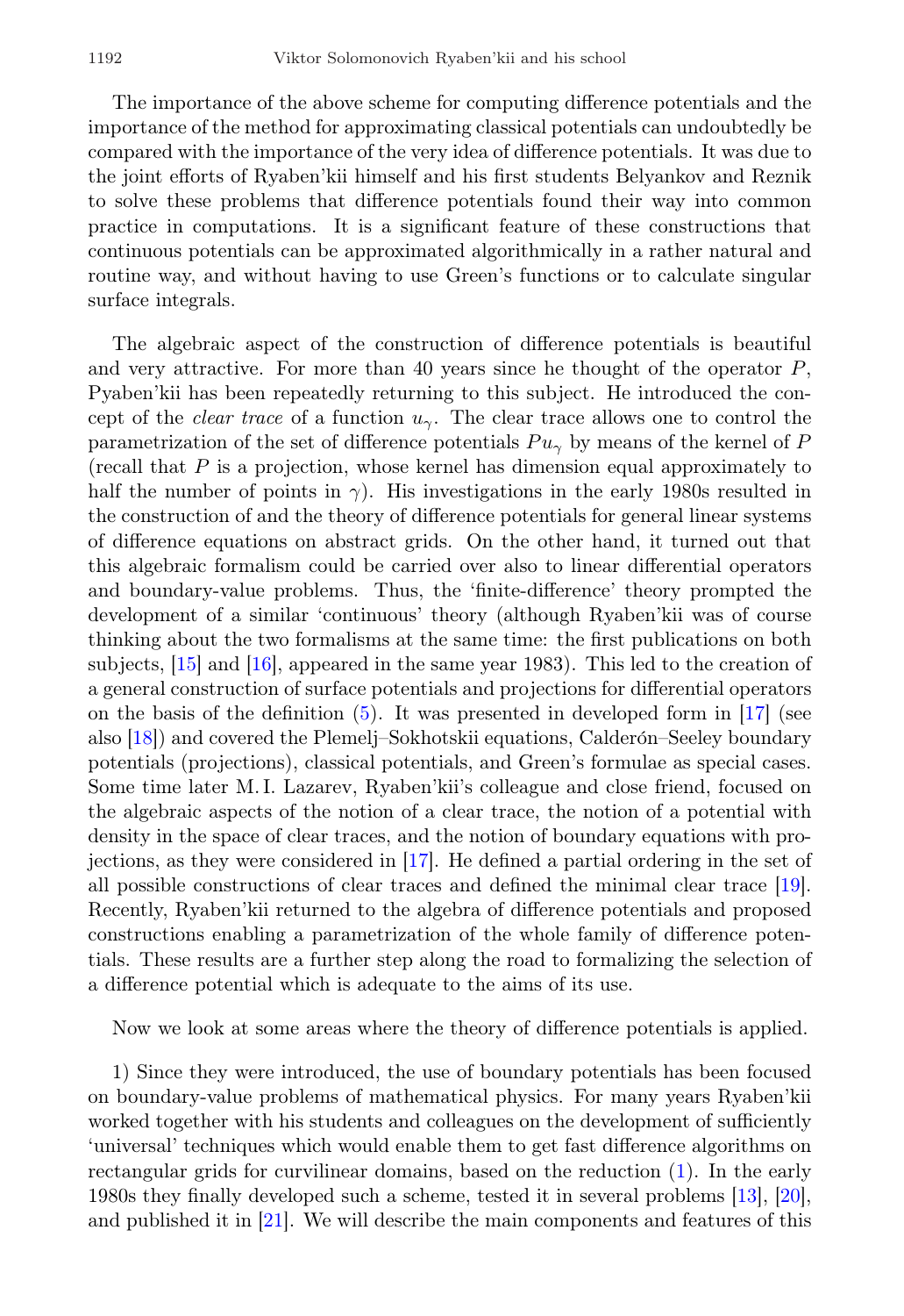The importance of the above scheme for computing difference potentials and the importance of the method for approximating classical potentials can undoubtedly be compared with the importance of the very idea of difference potentials. It was due to the joint efforts of Ryaben'kii himself and his first students Belyankov and Reznik to solve these problems that difference potentials found their way into common practice in computations. It is a significant feature of these constructions that continuous potentials can be approximated algorithmically in a rather natural and routine way, and without having to use Green's functions or to calculate singular surface integrals.

The algebraic aspect of the construction of difference potentials is beautiful and very attractive. For more than 40 years since he thought of the operator $P$, Pyaben'kii has been repeatedly returning to this subject. He introduced the concept of the *clear trace* of a function $u_\gamma$. The clear trace allows one to control the parametrization of the set of difference potentials $Pu_\gamma$ by means of the kernel of $P$ (recall that $P$ is a projection, whose kernel has dimension equal approximately to half the number of points in $\gamma$). His investigations in the early 1980s resulted in the construction of and the theory of difference potentials for general linear systems of difference equations on abstract grids. On the other hand, it turned out that this algebraic formalism could be carried over also to linear differential operators and boundary-value problems. Thus, the 'finite-difference' theory prompted the development of a similar 'continuous' theory (although Ryaben'kii was of course thinking about the two formalisms at the same time: the first publications on both subjects, [15] and [16], appeared in the same year 1983). This led to the creation of a general construction of surface potentials and projections for differential operators on the basis of the definition (5). It was presented in developed form in [17] (see also [18]) and covered the Plemelj–Sokhotskii equations, Calderón–Seeley boundary potentials (projections), classical potentials, and Green's formulae as special cases. Some time later M. I. Lazarev, Ryaben'kii's colleague and close friend, focused on the algebraic aspects of the notion of a clear trace, the notion of a potential with density in the space of clear traces, and the notion of boundary equations with projections, as they were considered in [17]. He defined a partial ordering in the set of all possible constructions of clear traces and defined the minimal clear trace [19]. Recently, Ryaben'kii returned to the algebra of difference potentials and proposed constructions enabling a parametrization of the whole family of difference potentials. These results are a further step along the road to formalizing the selection of a difference potential which is adequate to the aims of its use.

Now we look at some areas where the theory of difference potentials is applied.

1) Since they were introduced, the use of boundary potentials has been focused on boundary-value problems of mathematical physics. For many years Ryaben'kii worked together with his students and colleagues on the development of sufficiently 'universal' techniques which would enable them to get fast difference algorithms on rectangular grids for curvilinear domains, based on the reduction (1). In the early 1980s they finally developed such a scheme, tested it in several problems [13], [20], and published it in [21]. We will describe the main components and features of this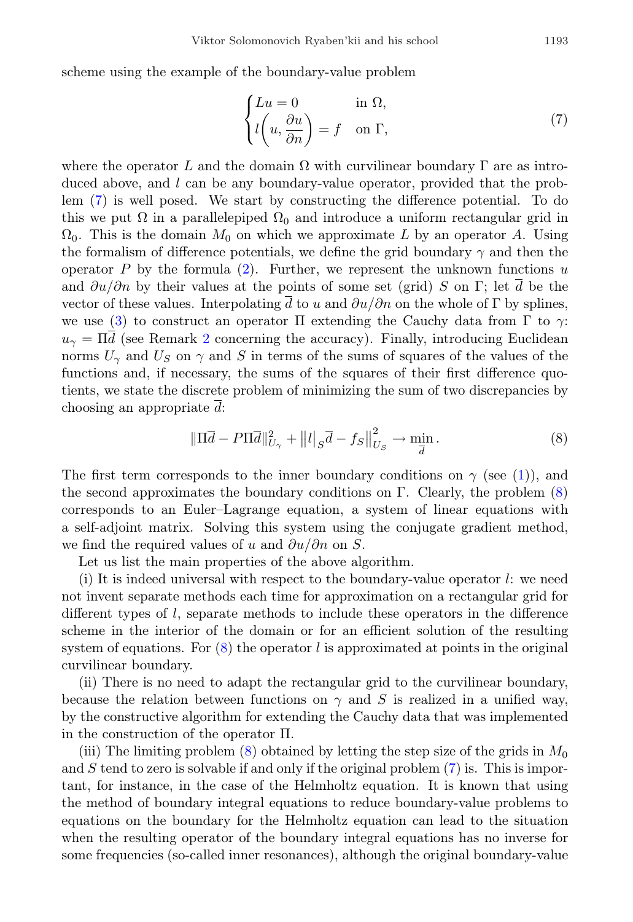scheme using the example of the boundary-value problem

$$
\begin{cases} Lu = 0 & \text{in } \Omega, \\ l\left(u, \dfrac{\partial u}{\partial n}\right) = f & \text{on } \Gamma, \end{cases} \tag{7}
$$

where the operator $L$ and the domain $\Omega$ with curvilinear boundary $\Gamma$ are as introduced above, and $l$ can be any boundary-value operator, provided that the problem (7) is well posed. We start by constructing the difference potential. To do this we put $\Omega$ in a parallelepiped $\Omega_0$ and introduce a uniform rectangular grid in $\Omega_0$. This is the domain $M_0$ on which we approximate $L$ by an operator $A$. Using the formalism of difference potentials, we define the grid boundary $\gamma$ and then the operator $P$ by the formula (2). Further, we represent the unknown functions $u$ and $\partial u/\partial n$ by their values at the points of some set (grid) $S$ on $\Gamma$; let $\overline{d}$ be the vector of these values. Interpolating $\overline{d}$ to $u$ and $\partial u/\partial n$ on the whole of $\Gamma$ by splines, we use (3) to construct an operator $\Pi$ extending the Cauchy data from $\Gamma$ to $\gamma$: $u_\gamma = \Pi\overline{d}$ (see Remark 2 concerning the accuracy). Finally, introducing Euclidean norms $U_\gamma$ and $U_S$ on $\gamma$ and $S$ in terms of the sums of squares of the values of the functions and, if necessary, the sums of the squares of their first difference quotients, we state the discrete problem of minimizing the sum of two discrepancies by choosing an appropriate $\overline{d}$:

$$
\|\Pi\overline{d} - P\Pi\overline{d}\|^2_{U_\gamma} + \left\|l\big|_S\overline{d} - f_S\right\|^2_{U_S} \to \min_{\overline{d}}. \tag{8}
$$

The first term corresponds to the inner boundary conditions on $\gamma$ (see (1)), and the second approximates the boundary conditions on $\Gamma$. Clearly, the problem (8) corresponds to an Euler–Lagrange equation, a system of linear equations with a self-adjoint matrix. Solving this system using the conjugate gradient method, we find the required values of $u$ and $\partial u/\partial n$ on $S$.

Let us list the main properties of the above algorithm.

(i) It is indeed universal with respect to the boundary-value operator $l$: we need not invent separate methods each time for approximation on a rectangular grid for different types of $l$, separate methods to include these operators in the difference scheme in the interior of the domain or for an efficient solution of the resulting system of equations. For (8) the operator $l$ is approximated at points in the original curvilinear boundary.

(ii) There is no need to adapt the rectangular grid to the curvilinear boundary, because the relation between functions on $\gamma$ and $S$ is realized in a unified way, by the constructive algorithm for extending the Cauchy data that was implemented in the construction of the operator $\Pi$.

(iii) The limiting problem (8) obtained by letting the step size of the grids in $M_0$ and $S$ tend to zero is solvable if and only if the original problem (7) is. This is important, for instance, in the case of the Helmholtz equation. It is known that using the method of boundary integral equations to reduce boundary-value problems to equations on the boundary for the Helmholtz equation can lead to the situation when the resulting operator of the boundary integral equations has no inverse for some frequencies (so-called inner resonances), although the original boundary-value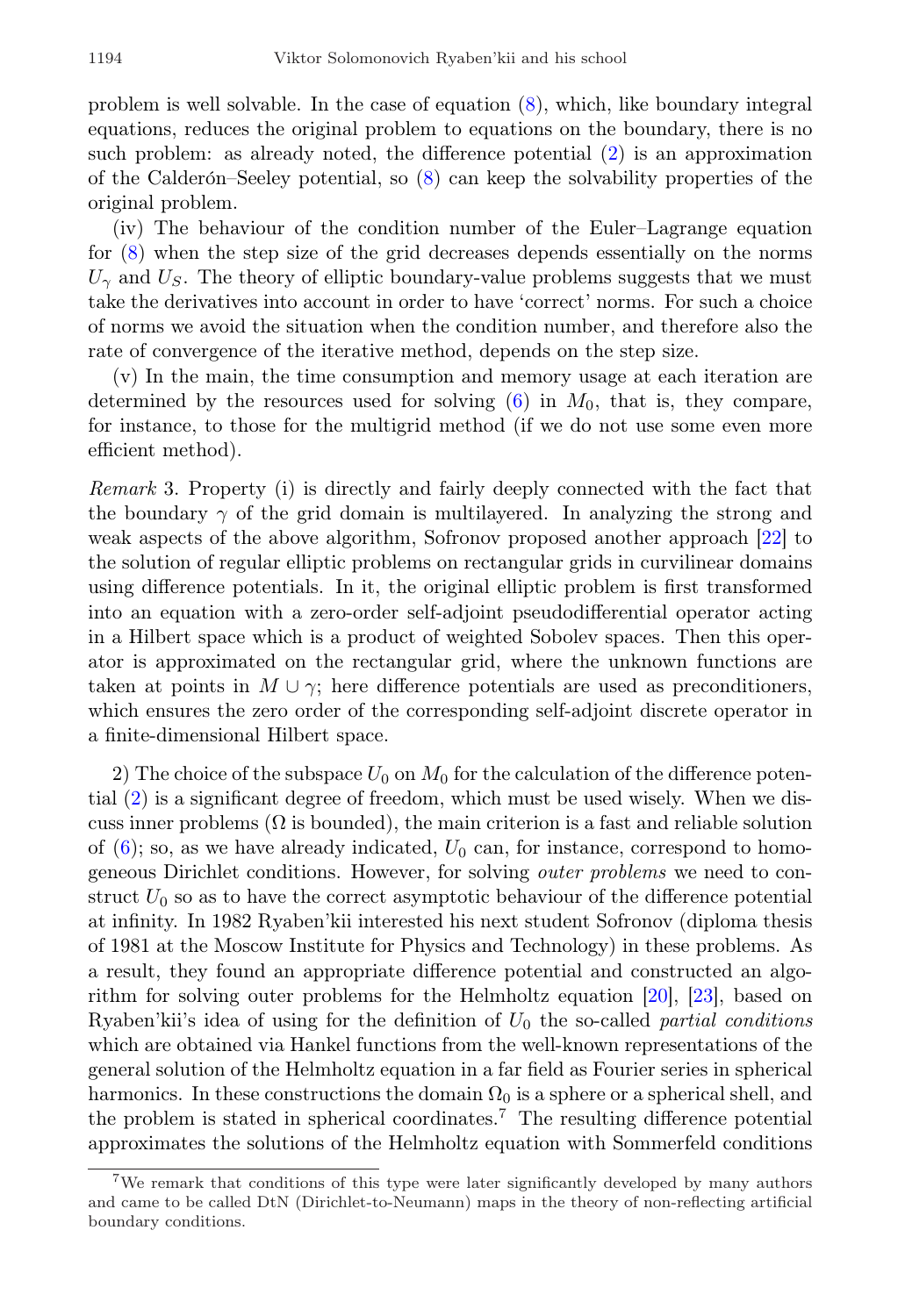problem is well solvable. In the case of equation (8), which, like boundary integral equations, reduces the original problem to equations on the boundary, there is no such problem: as already noted, the difference potential (2) is an approximation of the Calderón–Seeley potential, so (8) can keep the solvability properties of the original problem.

(iv) The behaviour of the condition number of the Euler–Lagrange equation for (8) when the step size of the grid decreases depends essentially on the norms $U_\gamma$ and $U_S$. The theory of elliptic boundary-value problems suggests that we must take the derivatives into account in order to have 'correct' norms. For such a choice of norms we avoid the situation when the condition number, and therefore also the rate of convergence of the iterative method, depends on the step size.

(v) In the main, the time consumption and memory usage at each iteration are determined by the resources used for solving (6) in $M_0$, that is, they compare, for instance, to those for the multigrid method (if we do not use some even more efficient method).

*Remark* 3. Property (i) is directly and fairly deeply connected with the fact that the boundary $\gamma$ of the grid domain is multilayered. In analyzing the strong and weak aspects of the above algorithm, Sofronov proposed another approach [22] to the solution of regular elliptic problems on rectangular grids in curvilinear domains using difference potentials. In it, the original elliptic problem is first transformed into an equation with a zero-order self-adjoint pseudodifferential operator acting in a Hilbert space which is a product of weighted Sobolev spaces. Then this operator is approximated on the rectangular grid, where the unknown functions are taken at points in $M \cup \gamma$; here difference potentials are used as preconditioners, which ensures the zero order of the corresponding self-adjoint discrete operator in a finite-dimensional Hilbert space.

2) The choice of the subspace $U_0$ on $M_0$ for the calculation of the difference potential (2) is a significant degree of freedom, which must be used wisely. When we discuss inner problems ($\Omega$ is bounded), the main criterion is a fast and reliable solution of (6); so, as we have already indicated, $U_0$ can, for instance, correspond to homogeneous Dirichlet conditions. However, for solving *outer problems* we need to construct $U_0$ so as to have the correct asymptotic behaviour of the difference potential at infinity. In 1982 Ryaben'kii interested his next student Sofronov (diploma thesis of 1981 at the Moscow Institute for Physics and Technology) in these problems. As a result, they found an appropriate difference potential and constructed an algorithm for solving outer problems for the Helmholtz equation [20], [23], based on Ryaben'kii's idea of using for the definition of $U_0$ the so-called *partial conditions* which are obtained via Hankel functions from the well-known representations of the general solution of the Helmholtz equation in a far field as Fourier series in spherical harmonics. In these constructions the domain $\Omega_0$ is a sphere or a spherical shell, and the problem is stated in spherical coordinates.[7] The resulting difference potential approximates the solutions of the Helmholtz equation with Sommerfeld conditions

[7] We remark that conditions of this type were later significantly developed by many authors and came to be called DtN (Dirichlet-to-Neumann) maps in the theory of non-reflecting artificial boundary conditions.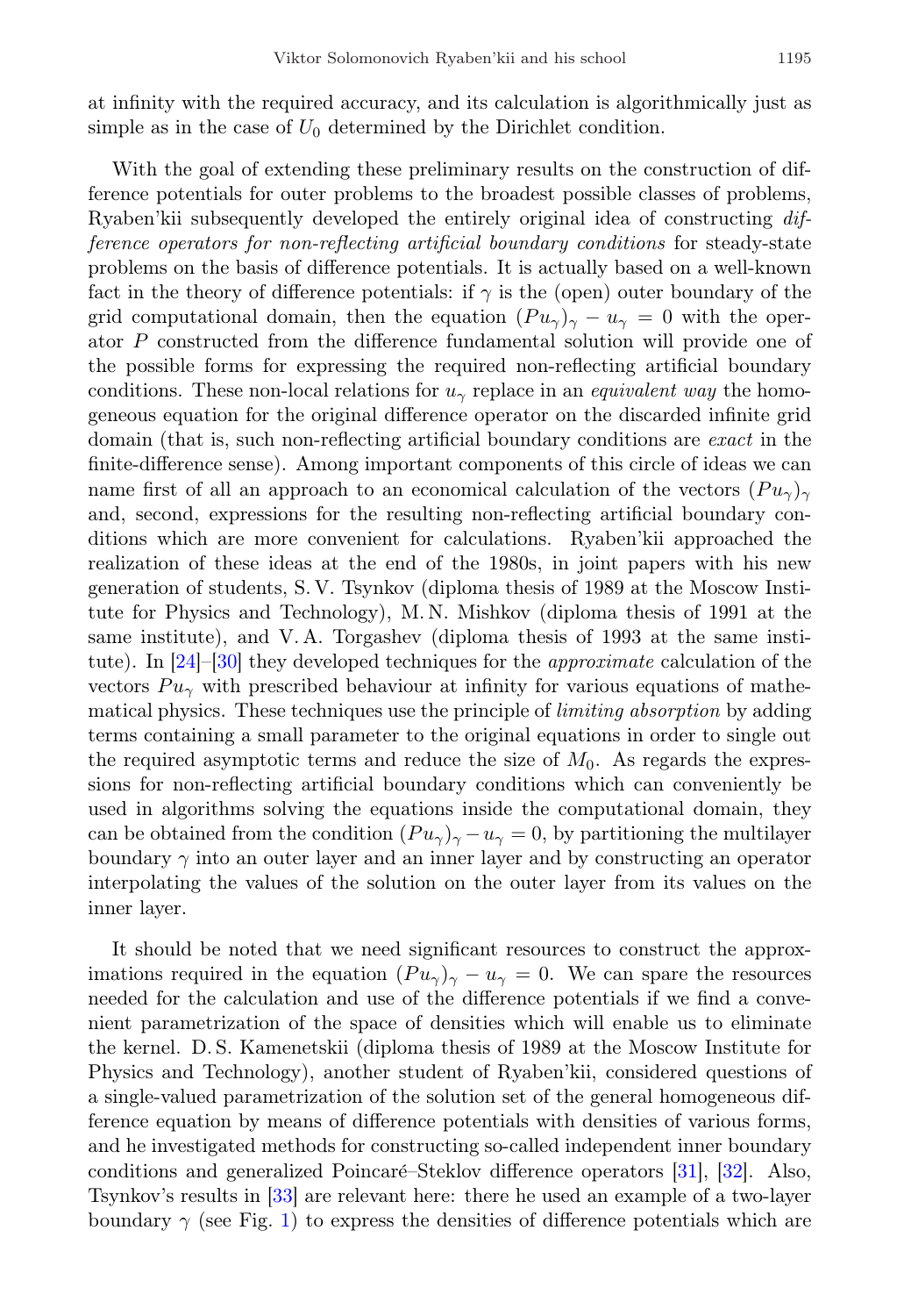at infinity with the required accuracy, and its calculation is algorithmically just as simple as in the case of $U_0$ determined by the Dirichlet condition.

With the goal of extending these preliminary results on the construction of difference potentials for outer problems to the broadest possible classes of problems, Ryaben'kii subsequently developed the entirely original idea of constructing *difference operators for non-reflecting artificial boundary conditions* for steady-state problems on the basis of difference potentials. It is actually based on a well-known fact in the theory of difference potentials: if $\gamma$ is the (open) outer boundary of the grid computational domain, then the equation $(Pu_\gamma)_\gamma - u_\gamma = 0$ with the operator $P$ constructed from the difference fundamental solution will provide one of the possible forms for expressing the required non-reflecting artificial boundary conditions. These non-local relations for $u_\gamma$ replace in an *equivalent way* the homogeneous equation for the original difference operator on the discarded infinite grid domain (that is, such non-reflecting artificial boundary conditions are *exact* in the finite-difference sense). Among important components of this circle of ideas we can name first of all an approach to an economical calculation of the vectors $(Pu_\gamma)_\gamma$ and, second, expressions for the resulting non-reflecting artificial boundary conditions which are more convenient for calculations. Ryaben'kii approached the realization of these ideas at the end of the 1980s, in joint papers with his new generation of students, S. V. Tsynkov (diploma thesis of 1989 at the Moscow Institute for Physics and Technology), M. N. Mishkov (diploma thesis of 1991 at the same institute), and V. A. Torgashev (diploma thesis of 1993 at the same institute). In [24]–[30] they developed techniques for the *approximate* calculation of the vectors $Pu_\gamma$ with prescribed behaviour at infinity for various equations of mathematical physics. These techniques use the principle of *limiting absorption* by adding terms containing a small parameter to the original equations in order to single out the required asymptotic terms and reduce the size of $M_0$. As regards the expressions for non-reflecting artificial boundary conditions which can conveniently be used in algorithms solving the equations inside the computational domain, they can be obtained from the condition $(Pu_\gamma)_\gamma - u_\gamma = 0$, by partitioning the multilayer boundary $\gamma$ into an outer layer and an inner layer and by constructing an operator interpolating the values of the solution on the outer layer from its values on the inner layer.

It should be noted that we need significant resources to construct the approximations required in the equation $(Pu_\gamma)_\gamma - u_\gamma = 0$. We can spare the resources needed for the calculation and use of the difference potentials if we find a convenient parametrization of the space of densities which will enable us to eliminate the kernel. D. S. Kamenetskii (diploma thesis of 1989 at the Moscow Institute for Physics and Technology), another student of Ryaben'kii, considered questions of a single-valued parametrization of the solution set of the general homogeneous difference equation by means of difference potentials with densities of various forms, and he investigated methods for constructing so-called independent inner boundary conditions and generalized Poincaré–Steklov difference operators [31], [32]. Also, Tsynkov's results in [33] are relevant here: there he used an example of a two-layer boundary $\gamma$ (see Fig. 1) to express the densities of difference potentials which are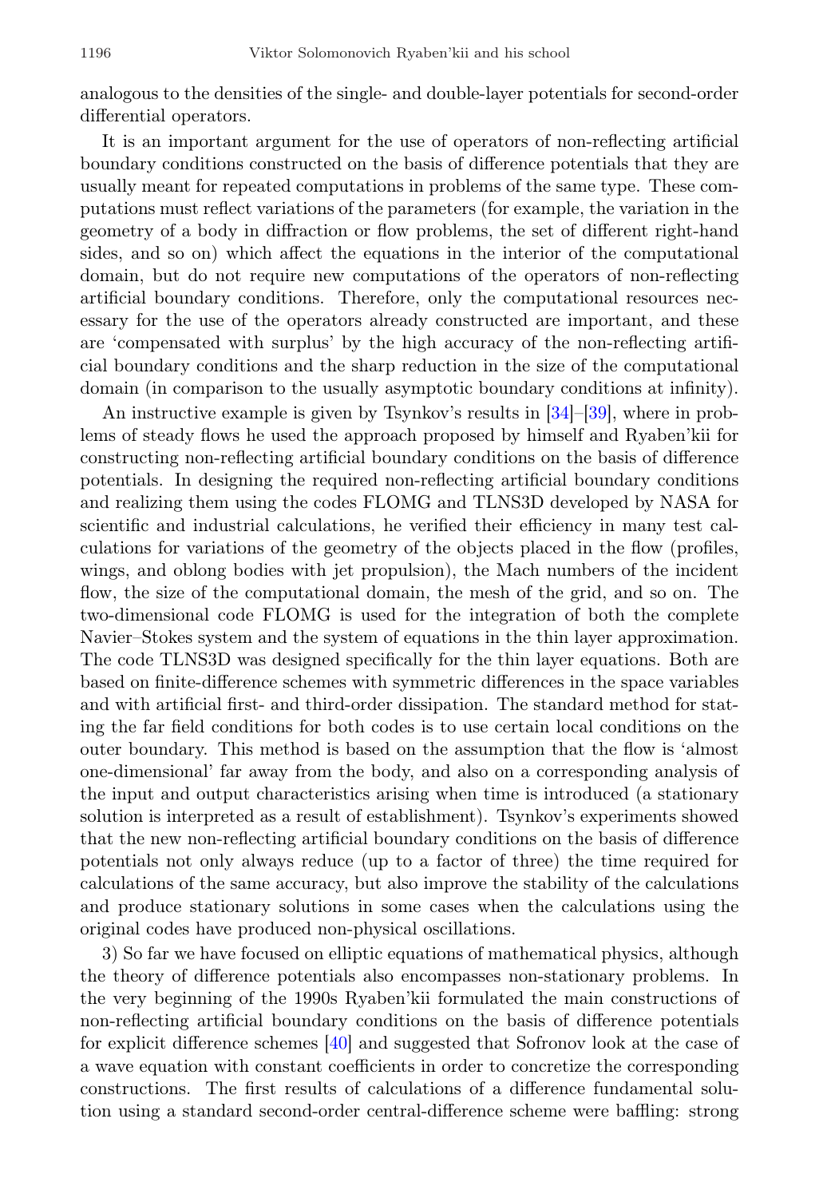analogous to the densities of the single- and double-layer potentials for second-order differential operators.

It is an important argument for the use of operators of non-reflecting artificial boundary conditions constructed on the basis of difference potentials that they are usually meant for repeated computations in problems of the same type. These computations must reflect variations of the parameters (for example, the variation in the geometry of a body in diffraction or flow problems, the set of different right-hand sides, and so on) which affect the equations in the interior of the computational domain, but do not require new computations of the operators of non-reflecting artificial boundary conditions. Therefore, only the computational resources necessary for the use of the operators already constructed are important, and these are 'compensated with surplus' by the high accuracy of the non-reflecting artificial boundary conditions and the sharp reduction in the size of the computational domain (in comparison to the usually asymptotic boundary conditions at infinity).

An instructive example is given by Tsynkov's results in [34]–[39], where in problems of steady flows he used the approach proposed by himself and Ryaben'kii for constructing non-reflecting artificial boundary conditions on the basis of difference potentials. In designing the required non-reflecting artificial boundary conditions and realizing them using the codes FLOMG and TLNS3D developed by NASA for scientific and industrial calculations, he verified their efficiency in many test calculations for variations of the geometry of the objects placed in the flow (profiles, wings, and oblong bodies with jet propulsion), the Mach numbers of the incident flow, the size of the computational domain, the mesh of the grid, and so on. The two-dimensional code FLOMG is used for the integration of both the complete Navier–Stokes system and the system of equations in the thin layer approximation. The code TLNS3D was designed specifically for the thin layer equations. Both are based on finite-difference schemes with symmetric differences in the space variables and with artificial first- and third-order dissipation. The standard method for stating the far field conditions for both codes is to use certain local conditions on the outer boundary. This method is based on the assumption that the flow is 'almost one-dimensional' far away from the body, and also on a corresponding analysis of the input and output characteristics arising when time is introduced (a stationary solution is interpreted as a result of establishment). Tsynkov's experiments showed that the new non-reflecting artificial boundary conditions on the basis of difference potentials not only always reduce (up to a factor of three) the time required for calculations of the same accuracy, but also improve the stability of the calculations and produce stationary solutions in some cases when the calculations using the original codes have produced non-physical oscillations.

3) So far we have focused on elliptic equations of mathematical physics, although the theory of difference potentials also encompasses non-stationary problems. In the very beginning of the 1990s Ryaben'kii formulated the main constructions of non-reflecting artificial boundary conditions on the basis of difference potentials for explicit difference schemes [40] and suggested that Sofronov look at the case of a wave equation with constant coefficients in order to concretize the corresponding constructions. The first results of calculations of a difference fundamental solution using a standard second-order central-difference scheme were baffling: strong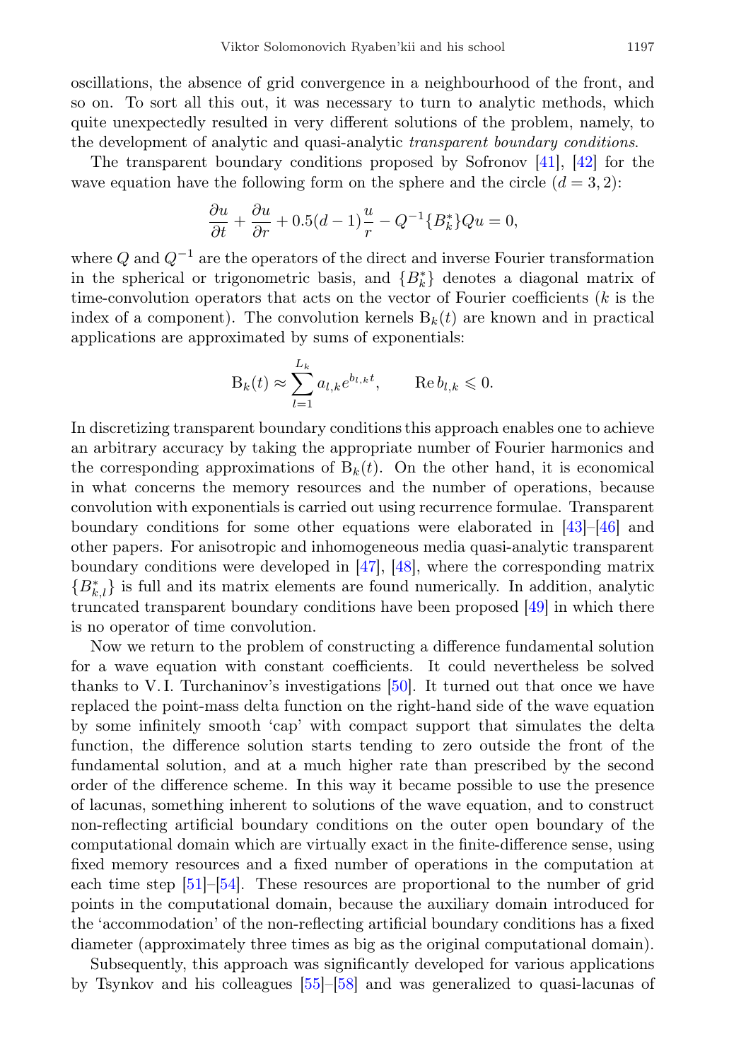oscillations, the absence of grid convergence in a neighbourhood of the front, and so on. To sort all this out, it was necessary to turn to analytic methods, which quite unexpectedly resulted in very different solutions of the problem, namely, to the development of analytic and quasi-analytic *transparent boundary conditions*.

The transparent boundary conditions proposed by Sofronov [41], [42] for the wave equation have the following form on the sphere and the circle ($d = 3, 2$):

$$\frac{\partial u}{\partial t} + \frac{\partial u}{\partial r} + 0.5(d-1)\frac{u}{r} - Q^{-1}\{B_k^*\}Qu = 0,$$

where $Q$ and $Q^{-1}$ are the operators of the direct and inverse Fourier transformation in the spherical or trigonometric basis, and $\{B_k^*\}$ denotes a diagonal matrix of time-convolution operators that acts on the vector of Fourier coefficients ($k$ is the index of a component). The convolution kernels $\mathrm{B}_k(t)$ are known and in practical applications are approximated by sums of exponentials:

$$\mathrm{B}_k(t) \approx \sum_{l=1}^{L_k} a_{l,k} e^{b_{l,k} t}, \qquad \operatorname{Re} b_{l,k} \leqslant 0.$$

In discretizing transparent boundary conditions this approach enables one to achieve an arbitrary accuracy by taking the appropriate number of Fourier harmonics and the corresponding approximations of $\mathrm{B}_k(t)$. On the other hand, it is economical in what concerns the memory resources and the number of operations, because convolution with exponentials is carried out using recurrence formulae. Transparent boundary conditions for some other equations were elaborated in [43]–[46] and other papers. For anisotropic and inhomogeneous media quasi-analytic transparent boundary conditions were developed in [47], [48], where the corresponding matrix $\{B_{k,l}^*\}$ is full and its matrix elements are found numerically. In addition, analytic truncated transparent boundary conditions have been proposed [49] in which there is no operator of time convolution.

Now we return to the problem of constructing a difference fundamental solution for a wave equation with constant coefficients. It could nevertheless be solved thanks to V. I. Turchaninov's investigations [50]. It turned out that once we have replaced the point-mass delta function on the right-hand side of the wave equation by some infinitely smooth 'cap' with compact support that simulates the delta function, the difference solution starts tending to zero outside the front of the fundamental solution, and at a much higher rate than prescribed by the second order of the difference scheme. In this way it became possible to use the presence of lacunas, something inherent to solutions of the wave equation, and to construct non-reflecting artificial boundary conditions on the outer open boundary of the computational domain which are virtually exact in the finite-difference sense, using fixed memory resources and a fixed number of operations in the computation at each time step [51]–[54]. These resources are proportional to the number of grid points in the computational domain, because the auxiliary domain introduced for the 'accommodation' of the non-reflecting artificial boundary conditions has a fixed diameter (approximately three times as big as the original computational domain).

Subsequently, this approach was significantly developed for various applications by Tsynkov and his colleagues [55]–[58] and was generalized to quasi-lacunas of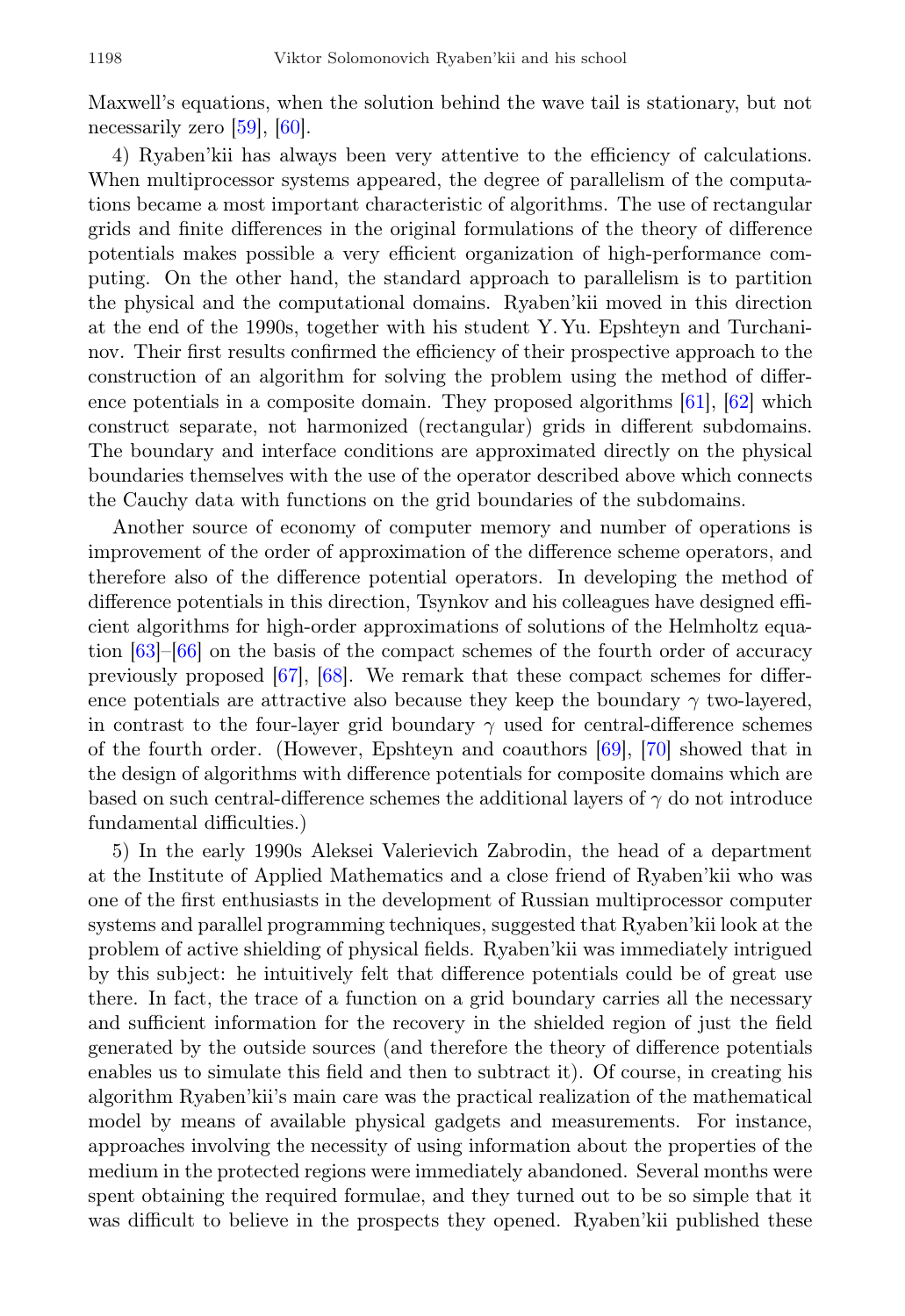Maxwell's equations, when the solution behind the wave tail is stationary, but not necessarily zero [59], [60].

4) Ryaben'kii has always been very attentive to the efficiency of calculations. When multiprocessor systems appeared, the degree of parallelism of the computations became a most important characteristic of algorithms. The use of rectangular grids and finite differences in the original formulations of the theory of difference potentials makes possible a very efficient organization of high-performance computing. On the other hand, the standard approach to parallelism is to partition the physical and the computational domains. Ryaben'kii moved in this direction at the end of the 1990s, together with his student Y. Yu. Epshteyn and Turchaninov. Their first results confirmed the efficiency of their prospective approach to the construction of an algorithm for solving the problem using the method of difference potentials in a composite domain. They proposed algorithms [61], [62] which construct separate, not harmonized (rectangular) grids in different subdomains. The boundary and interface conditions are approximated directly on the physical boundaries themselves with the use of the operator described above which connects the Cauchy data with functions on the grid boundaries of the subdomains.

Another source of economy of computer memory and number of operations is improvement of the order of approximation of the difference scheme operators, and therefore also of the difference potential operators. In developing the method of difference potentials in this direction, Tsynkov and his colleagues have designed efficient algorithms for high-order approximations of solutions of the Helmholtz equation [63]–[66] on the basis of the compact schemes of the fourth order of accuracy previously proposed [67], [68]. We remark that these compact schemes for difference potentials are attractive also because they keep the boundary $\gamma$ two-layered, in contrast to the four-layer grid boundary $\gamma$ used for central-difference schemes of the fourth order. (However, Epshteyn and coauthors [69], [70] showed that in the design of algorithms with difference potentials for composite domains which are based on such central-difference schemes the additional layers of $\gamma$ do not introduce fundamental difficulties.)

5) In the early 1990s Aleksei Valerievich Zabrodin, the head of a department at the Institute of Applied Mathematics and a close friend of Ryaben'kii who was one of the first enthusiasts in the development of Russian multiprocessor computer systems and parallel programming techniques, suggested that Ryaben'kii look at the problem of active shielding of physical fields. Ryaben'kii was immediately intrigued by this subject: he intuitively felt that difference potentials could be of great use there. In fact, the trace of a function on a grid boundary carries all the necessary and sufficient information for the recovery in the shielded region of just the field generated by the outside sources (and therefore the theory of difference potentials enables us to simulate this field and then to subtract it). Of course, in creating his algorithm Ryaben'kii's main care was the practical realization of the mathematical model by means of available physical gadgets and measurements. For instance, approaches involving the necessity of using information about the properties of the medium in the protected regions were immediately abandoned. Several months were spent obtaining the required formulae, and they turned out to be so simple that it was difficult to believe in the prospects they opened. Ryaben'kii published these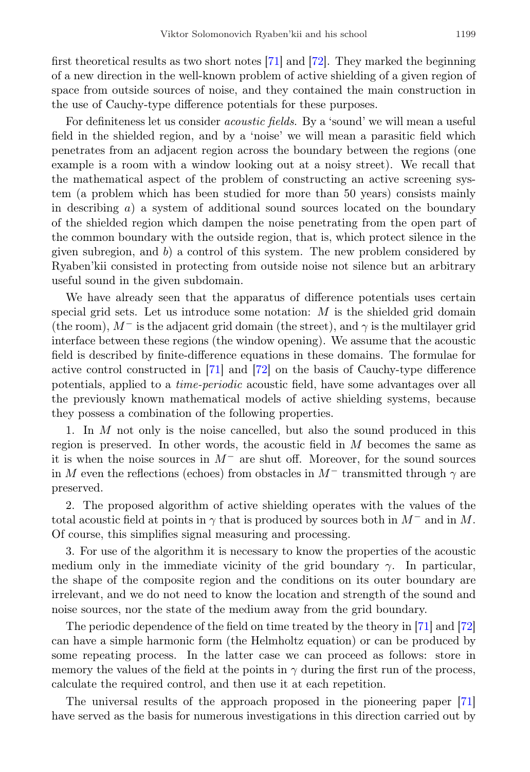first theoretical results as two short notes [71] and [72]. They marked the beginning of a new direction in the well-known problem of active shielding of a given region of space from outside sources of noise, and they contained the main construction in the use of Cauchy-type difference potentials for these purposes.

For definiteness let us consider *acoustic fields*. By a 'sound' we will mean a useful field in the shielded region, and by a 'noise' we will mean a parasitic field which penetrates from an adjacent region across the boundary between the regions (one example is a room with a window looking out at a noisy street). We recall that the mathematical aspect of the problem of constructing an active screening system (a problem which has been studied for more than 50 years) consists mainly in describing *a*) a system of additional sound sources located on the boundary of the shielded region which dampen the noise penetrating from the open part of the common boundary with the outside region, that is, which protect silence in the given subregion, and *b*) a control of this system. The new problem considered by Ryaben'kii consisted in protecting from outside noise not silence but an arbitrary useful sound in the given subdomain.

We have already seen that the apparatus of difference potentials uses certain special grid sets. Let us introduce some notation: $M$ is the shielded grid domain (the room), $M^-$ is the adjacent grid domain (the street), and $\gamma$ is the multilayer grid interface between these regions (the window opening). We assume that the acoustic field is described by finite-difference equations in these domains. The formulae for active control constructed in [71] and [72] on the basis of Cauchy-type difference potentials, applied to a *time-periodic* acoustic field, have some advantages over all the previously known mathematical models of active shielding systems, because they possess a combination of the following properties.

1. In $M$ not only is the noise cancelled, but also the sound produced in this region is preserved. In other words, the acoustic field in $M$ becomes the same as it is when the noise sources in $M^-$ are shut off. Moreover, for the sound sources in $M$ even the reflections (echoes) from obstacles in $M^-$ transmitted through $\gamma$ are preserved.

2. The proposed algorithm of active shielding operates with the values of the total acoustic field at points in $\gamma$ that is produced by sources both in $M^-$ and in $M$. Of course, this simplifies signal measuring and processing.

3. For use of the algorithm it is necessary to know the properties of the acoustic medium only in the immediate vicinity of the grid boundary $\gamma$. In particular, the shape of the composite region and the conditions on its outer boundary are irrelevant, and we do not need to know the location and strength of the sound and noise sources, nor the state of the medium away from the grid boundary.

The periodic dependence of the field on time treated by the theory in [71] and [72] can have a simple harmonic form (the Helmholtz equation) or can be produced by some repeating process. In the latter case we can proceed as follows: store in memory the values of the field at the points in $\gamma$ during the first run of the process, calculate the required control, and then use it at each repetition.

The universal results of the approach proposed in the pioneering paper [71] have served as the basis for numerous investigations in this direction carried out by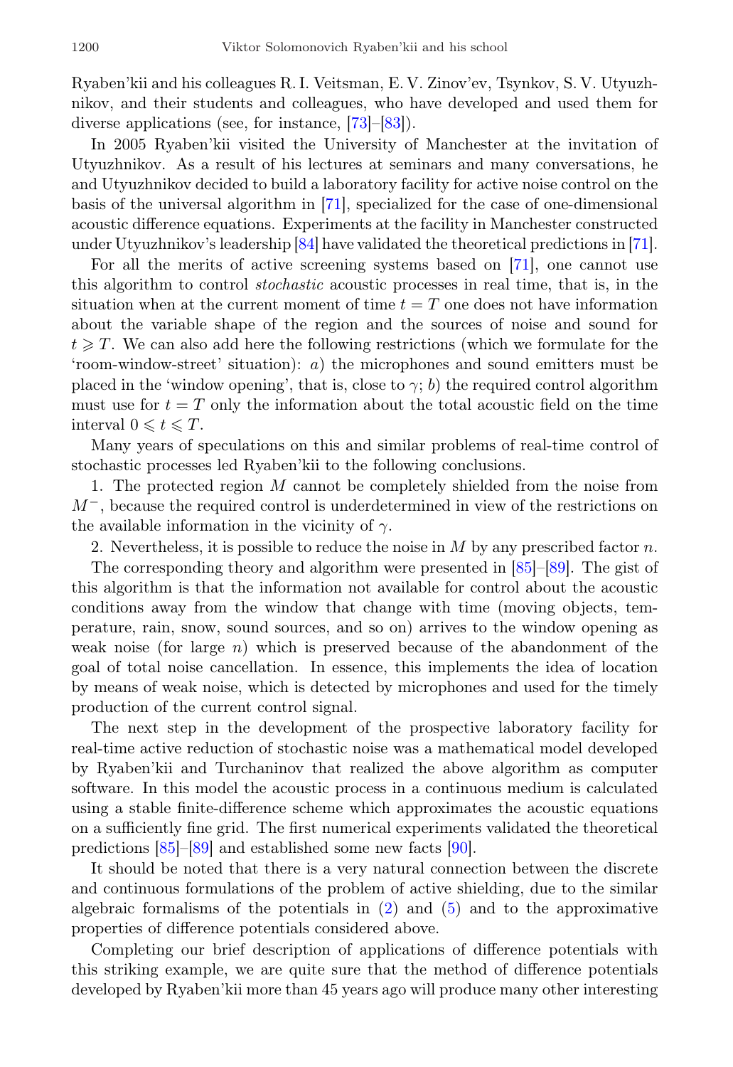Ryaben'kii and his colleagues R. I. Veitsman, E. V. Zinov'ev, Tsynkov, S. V. Utyuzhnikov, and their students and colleagues, who have developed and used them for diverse applications (see, for instance, [73]–[83]).

In 2005 Ryaben'kii visited the University of Manchester at the invitation of Utyuzhnikov. As a result of his lectures at seminars and many conversations, he and Utyuzhnikov decided to build a laboratory facility for active noise control on the basis of the universal algorithm in [71], specialized for the case of one-dimensional acoustic difference equations. Experiments at the facility in Manchester constructed under Utyuzhnikov's leadership [84] have validated the theoretical predictions in [71].

For all the merits of active screening systems based on [71], one cannot use this algorithm to control *stochastic* acoustic processes in real time, that is, in the situation when at the current moment of time $t = T$ one does not have information about the variable shape of the region and the sources of noise and sound for $t \geqslant T$. We can also add here the following restrictions (which we formulate for the 'room-window-street' situation): *a*) the microphones and sound emitters must be placed in the 'window opening', that is, close to $\gamma$; *b*) the required control algorithm must use for $t = T$ only the information about the total acoustic field on the time interval $0 \leqslant t \leqslant T$.

Many years of speculations on this and similar problems of real-time control of stochastic processes led Ryaben'kii to the following conclusions.

1. The protected region $M$ cannot be completely shielded from the noise from $M^-$, because the required control is underdetermined in view of the restrictions on the available information in the vicinity of $\gamma$.

2. Nevertheless, it is possible to reduce the noise in $M$ by any prescribed factor $n$.

The corresponding theory and algorithm were presented in [85]–[89]. The gist of this algorithm is that the information not available for control about the acoustic conditions away from the window that change with time (moving objects, temperature, rain, snow, sound sources, and so on) arrives to the window opening as weak noise (for large $n$) which is preserved because of the abandonment of the goal of total noise cancellation. In essence, this implements the idea of location by means of weak noise, which is detected by microphones and used for the timely production of the current control signal.

The next step in the development of the prospective laboratory facility for real-time active reduction of stochastic noise was a mathematical model developed by Ryaben'kii and Turchaninov that realized the above algorithm as computer software. In this model the acoustic process in a continuous medium is calculated using a stable finite-difference scheme which approximates the acoustic equations on a sufficiently fine grid. The first numerical experiments validated the theoretical predictions [85]–[89] and established some new facts [90].

It should be noted that there is a very natural connection between the discrete and continuous formulations of the problem of active shielding, due to the similar algebraic formalisms of the potentials in (2) and (5) and to the approximative properties of difference potentials considered above.

Completing our brief description of applications of difference potentials with this striking example, we are quite sure that the method of difference potentials developed by Ryaben'kii more than 45 years ago will produce many other interesting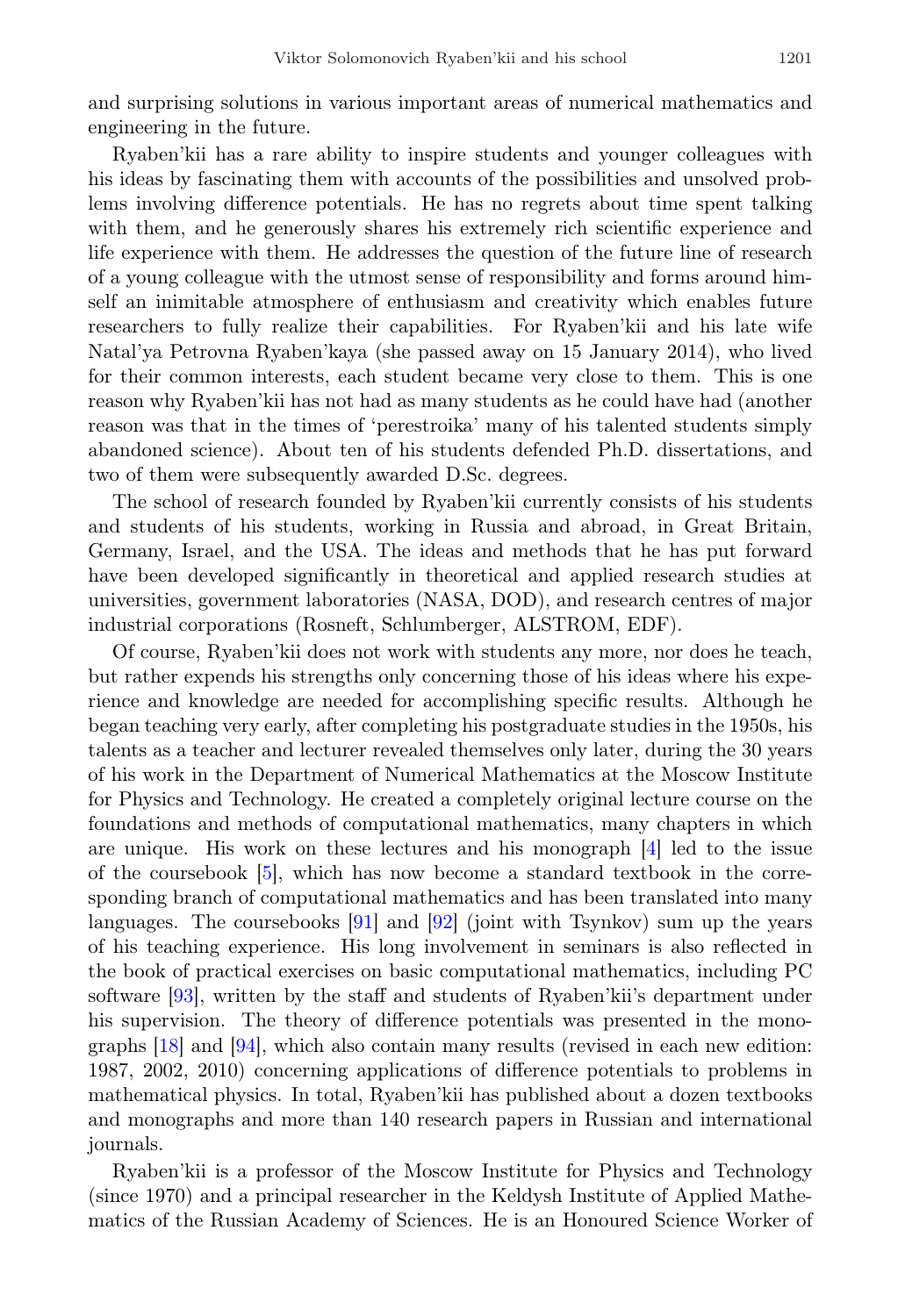and surprising solutions in various important areas of numerical mathematics and engineering in the future.

Ryaben'kii has a rare ability to inspire students and younger colleagues with his ideas by fascinating them with accounts of the possibilities and unsolved problems involving difference potentials. He has no regrets about time spent talking with them, and he generously shares his extremely rich scientific experience and life experience with them. He addresses the question of the future line of research of a young colleague with the utmost sense of responsibility and forms around himself an inimitable atmosphere of enthusiasm and creativity which enables future researchers to fully realize their capabilities. For Ryaben'kii and his late wife Natal'ya Petrovna Ryaben'kaya (she passed away on 15 January 2014), who lived for their common interests, each student became very close to them. This is one reason why Ryaben'kii has not had as many students as he could have had (another reason was that in the times of 'perestroika' many of his talented students simply abandoned science). About ten of his students defended Ph.D. dissertations, and two of them were subsequently awarded D.Sc. degrees.

The school of research founded by Ryaben'kii currently consists of his students and students of his students, working in Russia and abroad, in Great Britain, Germany, Israel, and the USA. The ideas and methods that he has put forward have been developed significantly in theoretical and applied research studies at universities, government laboratories (NASA, DOD), and research centres of major industrial corporations (Rosneft, Schlumberger, ALSTROM, EDF).

Of course, Ryaben'kii does not work with students any more, nor does he teach, but rather expends his strengths only concerning those of his ideas where his experience and knowledge are needed for accomplishing specific results. Although he began teaching very early, after completing his postgraduate studies in the 1950s, his talents as a teacher and lecturer revealed themselves only later, during the 30 years of his work in the Department of Numerical Mathematics at the Moscow Institute for Physics and Technology. He created a completely original lecture course on the foundations and methods of computational mathematics, many chapters in which are unique. His work on these lectures and his monograph [4] led to the issue of the coursebook [5], which has now become a standard textbook in the corresponding branch of computational mathematics and has been translated into many languages. The coursebooks [91] and [92] (joint with Tsynkov) sum up the years of his teaching experience. His long involvement in seminars is also reflected in the book of practical exercises on basic computational mathematics, including PC software [93], written by the staff and students of Ryaben'kii's department under his supervision. The theory of difference potentials was presented in the monographs [18] and [94], which also contain many results (revised in each new edition: 1987, 2002, 2010) concerning applications of difference potentials to problems in mathematical physics. In total, Ryaben'kii has published about a dozen textbooks and monographs and more than 140 research papers in Russian and international journals.

Ryaben'kii is a professor of the Moscow Institute for Physics and Technology (since 1970) and a principal researcher in the Keldysh Institute of Applied Mathematics of the Russian Academy of Sciences. He is an Honoured Science Worker of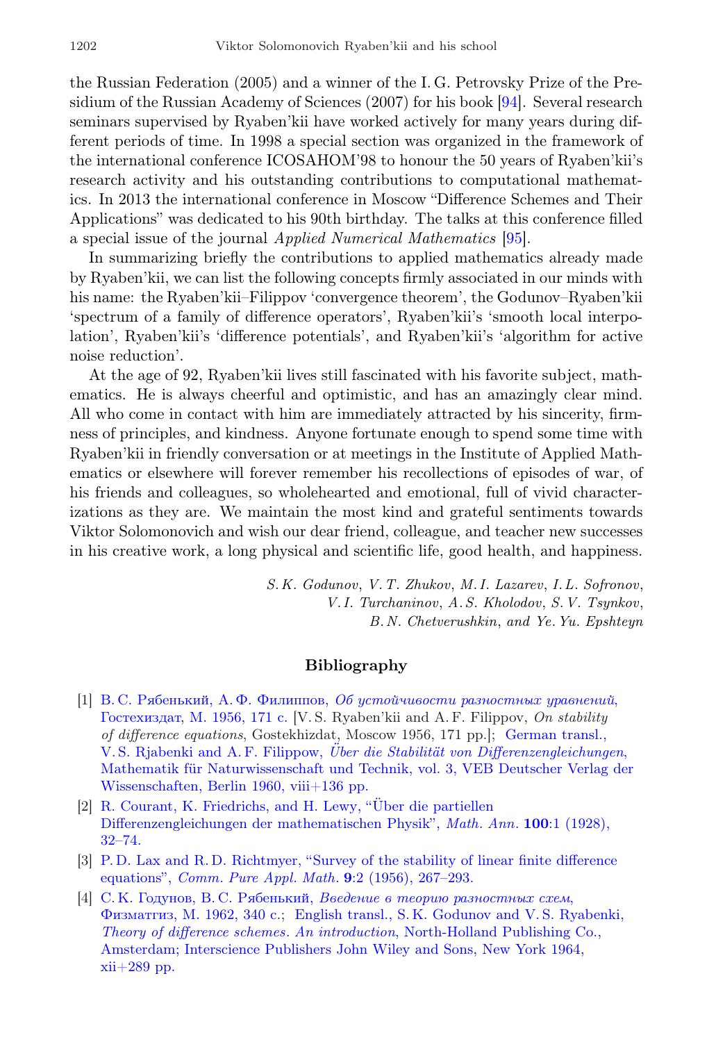the Russian Federation (2005) and a winner of the I. G. Petrovsky Prize of the Presidium of the Russian Academy of Sciences (2007) for his book [94]. Several research seminars supervised by Ryaben'kii have worked actively for many years during different periods of time. In 1998 a special section was organized in the framework of the international conference ICOSAHOM'98 to honour the 50 years of Ryaben'kii's research activity and his outstanding contributions to computational mathematics. In 2013 the international conference in Moscow "Difference Schemes and Their Applications" was dedicated to his 90th birthday. The talks at this conference filled a special issue of the journal *Applied Numerical Mathematics* [95].

In summarizing briefly the contributions to applied mathematics already made by Ryaben'kii, we can list the following concepts firmly associated in our minds with his name: the Ryaben'kii–Filippov 'convergence theorem', the Godunov–Ryaben'kii 'spectrum of a family of difference operators', Ryaben'kii's 'smooth local interpolation', Ryaben'kii's 'difference potentials', and Ryaben'kii's 'algorithm for active noise reduction'.

At the age of 92, Ryaben'kii lives still fascinated with his favorite subject, mathematics. He is always cheerful and optimistic, and has an amazingly clear mind. All who come in contact with him are immediately attracted by his sincerity, firmness of principles, and kindness. Anyone fortunate enough to spend some time with Ryaben'kii in friendly conversation or at meetings in the Institute of Applied Mathematics or elsewhere will forever remember his recollections of episodes of war, of his friends and colleagues, so wholehearted and emotional, full of vivid characterizations as they are. We maintain the most kind and grateful sentiments towards Viktor Solomonovich and wish our dear friend, colleague, and teacher new successes in his creative work, a long physical and scientific life, good health, and happiness.

*S. K. Godunov, V. T. Zhukov, M. I. Lazarev, I. L. Sofronov,*
*V. I. Turchaninov, A. S. Kholodov, S. V. Tsynkov,*
*B. N. Chetverushkin, and Ye. Yu. Epshteyn*

## Bibliography

[1] В. С. Рябенький, А. Ф. Филиппов, *Об устойчивости разностных уравнений*, Гостехиздат, М. 1956, 171 с. [V. S. Ryaben'kii and A. F. Filippov, *On stability of difference equations*, Gostekhizdat, Moscow 1956, 171 pp.]; German transl., V. S. Rjabenki and A. F. Filippow, *Über die Stabilität von Differenzengleichungen*, Mathematik für Naturwissenschaft und Technik, vol. 3, VEB Deutscher Verlag der Wissenschaften, Berlin 1960, viii+136 pp.

[2] R. Courant, K. Friedrichs, and H. Lewy, "Über die partiellen Differenzengleichungen der mathematischen Physik", *Math. Ann.* **100**:1 (1928), 32–74.

[3] P. D. Lax and R. D. Richtmyer, "Survey of the stability of linear finite difference equations", *Comm. Pure Appl. Math.* **9**:2 (1956), 267–293.

[4] С. К. Годунов, В. С. Рябенький, *Введение в теорию разностных схем*, Физматгиз, М. 1962, 340 с.; English transl., S. K. Godunov and V. S. Ryabenki, *Theory of difference schemes. An introduction*, North-Holland Publishing Co., Amsterdam; Interscience Publishers John Wiley and Sons, New York 1964, xii+289 pp.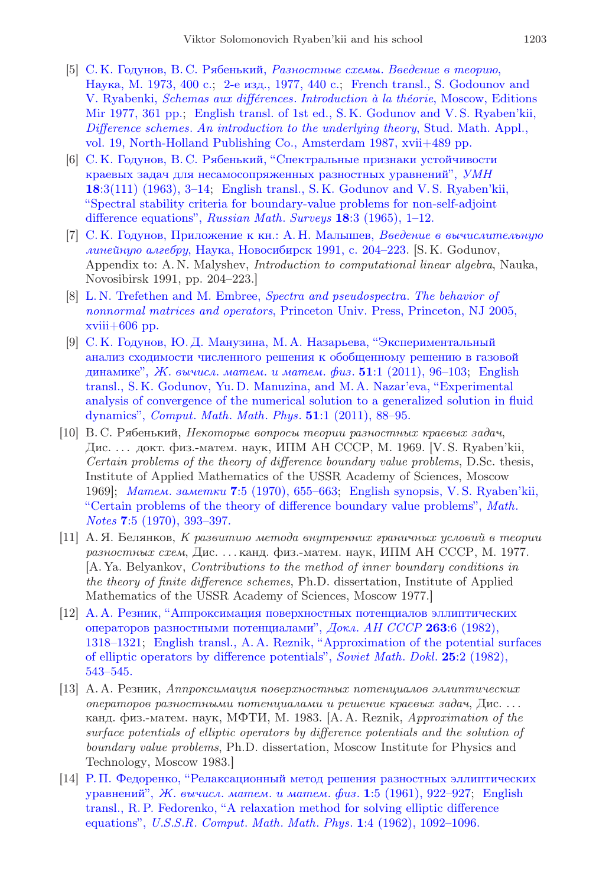[5] С. К. Годунов, В. С. Рябенький, *Разностные схемы. Введение в теорию*, Наука, М. 1973, 400 с.; 2-е изд., 1977, 440 с.; French transl., S. Godounov and V. Ryabenki, *Schemas aux différences. Introduction à la théorie*, Moscow, Editions Mir 1977, 361 pp.; English transl. of 1st ed., S. K. Godunov and V. S. Ryaben'kii, *Difference schemes. An introduction to the underlying theory*, Stud. Math. Appl., vol. 19, North-Holland Publishing Co., Amsterdam 1987, xvii+489 pp.

[6] С. К. Годунов, В. С. Рябенький, "Спектральные признаки устойчивости краевых задач для несамосопряженных разностных уравнений", *УМН* **18**:3(111) (1963), 3–14; English transl., S. K. Godunov and V. S. Ryaben'kii, "Spectral stability criteria for boundary-value problems for non-self-adjoint difference equations", *Russian Math. Surveys* **18**:3 (1965), 1–12.

[7] С. К. Годунов, Приложение к кн.: А. Н. Малышев, *Введение в вычислительную линейную алгебру*, Наука, Новосибирск 1991, с. 204–223. [S. K. Godunov, Appendix to: A. N. Malyshev, *Introduction to computational linear algebra*, Nauka, Novosibirsk 1991, pp. 204–223.]

[8] L. N. Trefethen and M. Embree, *Spectra and pseudospectra. The behavior of nonnormal matrices and operators*, Princeton Univ. Press, Princeton, NJ 2005, xviii+606 pp.

[9] С. К. Годунов, Ю. Д. Манузина, М. А. Назарьева, "Экспериментальный анализ сходимости численного решения к обобщенному решению в газовой динамике", *Ж. вычисл. матем. и матем. физ.* **51**:1 (2011), 96–103; English transl., S. K. Godunov, Yu. D. Manuzina, and M. A. Nazar'eva, "Experimental analysis of convergence of the numerical solution to a generalized solution in fluid dynamics", *Comput. Math. Math. Phys.* **51**:1 (2011), 88–95.

[10] В. С. Рябенький, *Некоторые вопросы теории разностных краевых задач*, Дис. ... докт. физ.-матем. наук, ИПМ АН СССР, М. 1969. [V. S. Ryaben'kii, *Certain problems of the theory of difference boundary value problems*, D.Sc. thesis, Institute of Applied Mathematics of the USSR Academy of Sciences, Moscow 1969]; *Матем. заметки* **7**:5 (1970), 655–663; English synopsis, V. S. Ryaben'kii, "Certain problems of the theory of difference boundary value problems", *Math. Notes* **7**:5 (1970), 393–397.

[11] А. Я. Белянков, *К развитию метода внутренних граничных условий в теории разностных схем*, Дис. ... канд. физ.-матем. наук, ИПМ АН СССР, М. 1977. [A. Ya. Belyankov, *Contributions to the method of inner boundary conditions in the theory of finite difference schemes*, Ph.D. dissertation, Institute of Applied Mathematics of the USSR Academy of Sciences, Moscow 1977.]

[12] А. А. Резник, "Аппроксимация поверхностных потенциалов эллиптических операторов разностными потенциалами", *Докл. АН СССР* **263**:6 (1982), 1318–1321; English transl., A. A. Reznik, "Approximation of the potential surfaces of elliptic operators by difference potentials", *Soviet Math. Dokl.* **25**:2 (1982), 543–545.

[13] А. А. Резник, *Аппроксимация поверхностных потенциалов эллиптических операторов разностными потенциалами и решение краевых задач*, Дис. ... канд. физ.-матем. наук, МФТИ, М. 1983. [A. A. Reznik, *Approximation of the surface potentials of elliptic operators by difference potentials and the solution of boundary value problems*, Ph.D. dissertation, Moscow Institute for Physics and Technology, Moscow 1983.]

[14] Р. П. Федоренко, "Релаксационный метод решения разностных эллиптических уравнений", *Ж. вычисл. матем. и матем. физ.* **1**:5 (1961), 922–927; English transl., R. P. Fedorenko, "A relaxation method for solving elliptic difference equations", *U.S.S.R. Comput. Math. Math. Phys.* **1**:4 (1962), 1092–1096.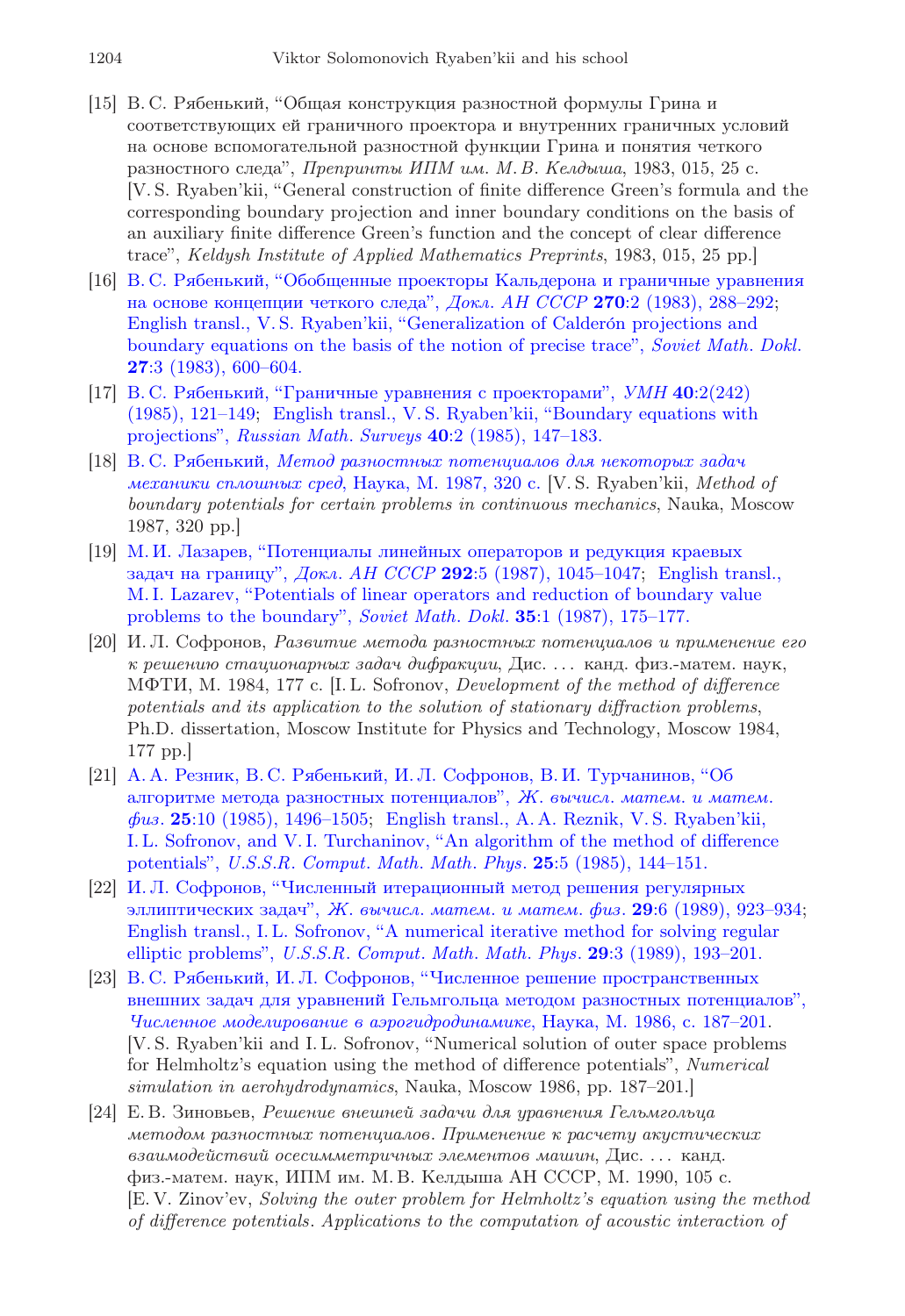[15] В. С. Рябенький, “Общая конструкция разностной формулы Грина и соответствующих ей граничного проектора и внутренних граничных условий на основе вспомогательной разностной функции Грина и понятия четкого разностного следа”, *Препринты ИПМ им. М. В. Келдыша*, 1983, 015, 25 с. [V. S. Ryaben'kii, “General construction of finite difference Green's formula and the corresponding boundary projection and inner boundary conditions on the basis of an auxiliary finite difference Green's function and the concept of clear difference trace”, *Keldysh Institute of Applied Mathematics Preprints*, 1983, 015, 25 pp.]

[16] В. С. Рябенький, “Обобщенные проекторы Кальдерона и граничные уравнения на основе концепции четкого следа”, *Докл. АН СССР* **270**:2 (1983), 288–292; English transl., V. S. Ryaben'kii, “Generalization of Calderón projections and boundary equations on the basis of the notion of precise trace”, *Soviet Math. Dokl.* **27**:3 (1983), 600–604.

[17] В. С. Рябенький, “Граничные уравнения с проекторами”, *УМН* **40**:2(242) (1985), 121–149; English transl., V. S. Ryaben'kii, “Boundary equations with projections”, *Russian Math. Surveys* **40**:2 (1985), 147–183.

[18] В. С. Рябенький, *Метод разностных потенциалов для некоторых задач механики сплошных сред*, Наука, М. 1987, 320 с. [V. S. Ryaben'kii, *Method of boundary potentials for certain problems in continuous mechanics*, Nauka, Moscow 1987, 320 pp.]

[19] М. И. Лазарев, “Потенциалы линейных операторов и редукция краевых задач на границу”, *Докл. АН СССР* **292**:5 (1987), 1045–1047; English transl., M. I. Lazarev, “Potentials of linear operators and reduction of boundary value problems to the boundary”, *Soviet Math. Dokl.* **35**:1 (1987), 175–177.

[20] И. Л. Софронов, *Развитие метода разностных потенциалов и применение его к решению стационарных задач дифракции*, Дис. … канд. физ.-матем. наук, МФТИ, М. 1984, 177 с. [I. L. Sofronov, *Development of the method of difference potentials and its application to the solution of stationary diffraction problems*, Ph.D. dissertation, Moscow Institute for Physics and Technology, Moscow 1984, 177 pp.]

[21] А. А. Резник, В. С. Рябенький, И. Л. Софронов, В. И. Турчанинов, “Об алгоритме метода разностных потенциалов”, *Ж. вычисл. матем. и матем. физ.* **25**:10 (1985), 1496–1505; English transl., A. A. Reznik, V. S. Ryaben'kii, I. L. Sofronov, and V. I. Turchaninov, “An algorithm of the method of difference potentials”, *U.S.S.R. Comput. Math. Math. Phys.* **25**:5 (1985), 144–151.

[22] И. Л. Софронов, “Численный итерационный метод решения регулярных эллиптических задач”, *Ж. вычисл. матем. и матем. физ.* **29**:6 (1989), 923–934; English transl., I. L. Sofronov, “A numerical iterative method for solving regular elliptic problems”, *U.S.S.R. Comput. Math. Math. Phys.* **29**:3 (1989), 193–201.

[23] В. С. Рябенький, И. Л. Софронов, “Численное решение пространственных внешних задач для уравнений Гельмгольца методом разностных потенциалов”, *Численное моделирование в аэрогидродинамике*, Наука, М. 1986, с. 187–201. [V. S. Ryaben'kii and I. L. Sofronov, “Numerical solution of outer space problems for Helmholtz's equation using the method of difference potentials”, *Numerical simulation in aerohydrodynamics*, Nauka, Moscow 1986, pp. 187–201.]

[24] Е. В. Зиновьев, *Решение внешней задачи для уравнения Гельмгольца методом разностных потенциалов. Применение к расчету акустических взаимодействий осесимметричных элементов машин*, Дис. … канд. физ.-матем. наук, ИПМ им. М. В. Келдыша АН СССР, М. 1990, 105 с. [E. V. Zinov'ev, *Solving the outer problem for Helmholtz's equation using the method of difference potentials. Applications to the computation of acoustic interaction of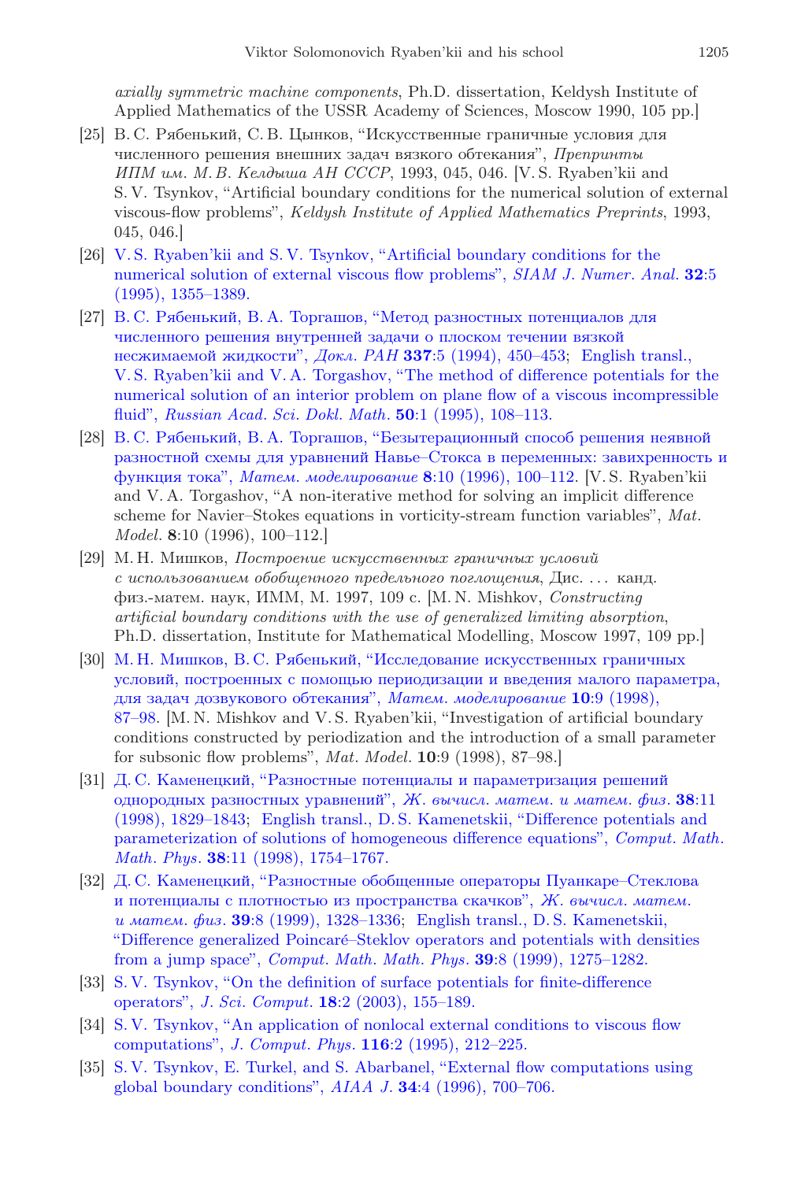*axially symmetric machine components*, Ph.D. dissertation, Keldysh Institute of Applied Mathematics of the USSR Academy of Sciences, Moscow 1990, 105 pp.]

[25] В. С. Рябенький, С. В. Цынков, "Искусственные граничные условия для численного решения внешних задач вязкого обтекания", *Препринты ИПМ им. М. В. Келдыша АН СССР*, 1993, 045, 046. [V. S. Ryaben'kii and S. V. Tsynkov, "Artificial boundary conditions for the numerical solution of external viscous-flow problems", *Keldysh Institute of Applied Mathematics Preprints*, 1993, 045, 046.]

[26] V. S. Ryaben'kii and S. V. Tsynkov, "Artificial boundary conditions for the numerical solution of external viscous flow problems", *SIAM J. Numer. Anal.* **32**:5 (1995), 1355–1389.

[27] В. С. Рябенький, В. А. Торгашов, "Метод разностных потенциалов для численного решения внутренней задачи о плоском течении вязкой несжимаемой жидкости", *Докл. РАН* **337**:5 (1994), 450–453; English transl., V. S. Ryaben'kii and V. A. Torgashov, "The method of difference potentials for the numerical solution of an interior problem on plane flow of a viscous incompressible fluid", *Russian Acad. Sci. Dokl. Math.* **50**:1 (1995), 108–113.

[28] В. С. Рябенький, В. А. Торгашов, "Безытерационный способ решения неявной разностной схемы для уравнений Навье–Стокса в переменных: завихренность и функция тока", *Матем. моделирование* **8**:10 (1996), 100–112. [V. S. Ryaben'kii and V. A. Torgashov, "A non-iterative method for solving an implicit difference scheme for Navier–Stokes equations in vorticity-stream function variables", *Mat. Model.* **8**:10 (1996), 100–112.]

[29] М. Н. Мишков, *Построение искусственных граничных условий с использованием обобщенного предельного поглощения*, Дис. ... канд. физ.-матем. наук, ИММ, М. 1997, 109 с. [M. N. Mishkov, *Constructing artificial boundary conditions with the use of generalized limiting absorption*, Ph.D. dissertation, Institute for Mathematical Modelling, Moscow 1997, 109 pp.]

[30] М. Н. Мишков, В. С. Рябенький, "Исследование искусственных граничных условий, построенных с помощью периодизации и введения малого параметра, для задач дозвукового обтекания", *Матем. моделирование* **10**:9 (1998), 87–98. [M. N. Mishkov and V. S. Ryaben'kii, "Investigation of artificial boundary conditions constructed by periodization and the introduction of a small parameter for subsonic flow problems", *Mat. Model.* **10**:9 (1998), 87–98.]

[31] Д. С. Каменецкий, "Разностные потенциалы и параметризация решений однородных разностных уравнений", *Ж. вычисл. матем. и матем. физ.* **38**:11 (1998), 1829–1843; English transl., D. S. Kamenetskii, "Difference potentials and parameterization of solutions of homogeneous difference equations", *Comput. Math. Math. Phys.* **38**:11 (1998), 1754–1767.

[32] Д. С. Каменецкий, "Разностные обобщенные операторы Пуанкаре–Стеклова и потенциалы с плотностью из пространства скачков", *Ж. вычисл. матем. и матем. физ.* **39**:8 (1999), 1328–1336; English transl., D. S. Kamenetskii, "Difference generalized Poincaré–Steklov operators and potentials with densities from a jump space", *Comput. Math. Math. Phys.* **39**:8 (1999), 1275–1282.

[33] S. V. Tsynkov, "On the definition of surface potentials for finite-difference operators", *J. Sci. Comput.* **18**:2 (2003), 155–189.

[34] S. V. Tsynkov, "An application of nonlocal external conditions to viscous flow computations", *J. Comput. Phys.* **116**:2 (1995), 212–225.

[35] S. V. Tsynkov, E. Turkel, and S. Abarbanel, "External flow computations using global boundary conditions", *AIAA J.* **34**:4 (1996), 700–706.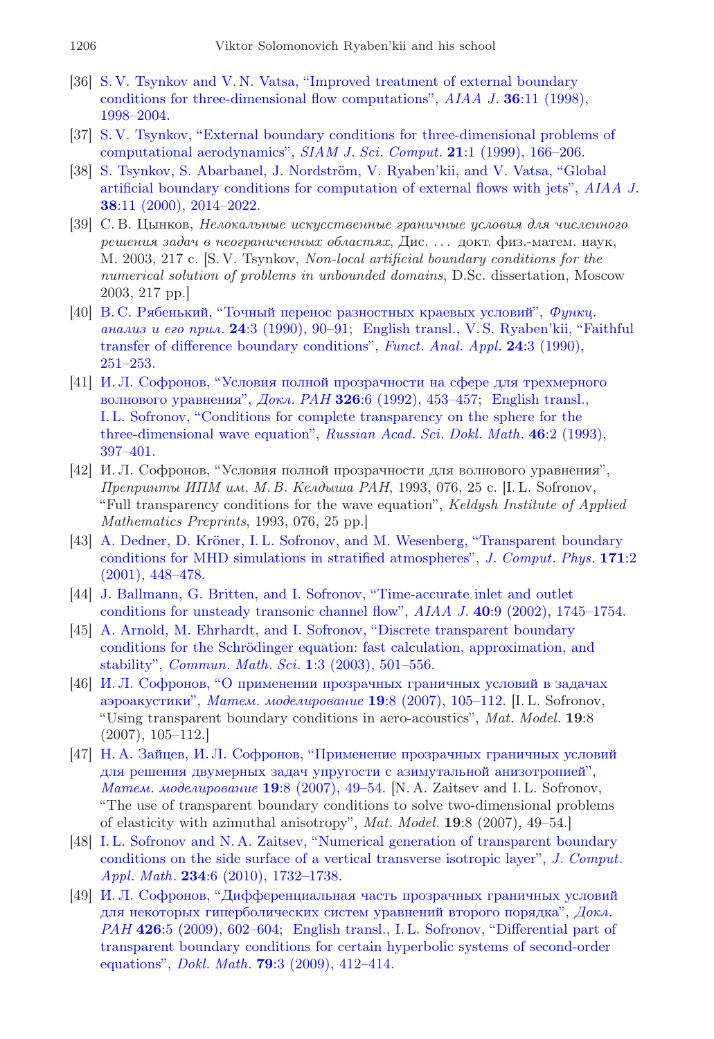[36] S. V. Tsynkov and V. N. Vatsa, "Improved treatment of external boundary conditions for three-dimensional flow computations", *AIAA J.* **36**:11 (1998), 1998–2004.

[37] S. V. Tsynkov, "External boundary conditions for three-dimensional problems of computational aerodynamics", *SIAM J. Sci. Comput.* **21**:1 (1999), 166–206.

[38] S. Tsynkov, S. Abarbanel, J. Nordström, V. Ryaben'kii, and V. Vatsa, "Global artificial boundary conditions for computation of external flows with jets", *AIAA J.* **38**:11 (2000), 2014–2022.

[39] С. В. Цынков, *Нелокальные искусственные граничные условия для численного решения задач в неограниченных областях*, Дис. … докт. физ.-матем. наук, М. 2003, 217 с. [S. V. Tsynkov, *Non-local artificial boundary conditions for the numerical solution of problems in unbounded domains*, D.Sc. dissertation, Moscow 2003, 217 pp.]

[40] В. С. Рябенький, "Точный перенос разностных краевых условий", *Функц. анализ и его прил.* **24**:3 (1990), 90–91; English transl., V. S. Ryaben'kii, "Faithful transfer of difference boundary conditions", *Funct. Anal. Appl.* **24**:3 (1990), 251–253.

[41] И. Л. Софронов, "Условия полной прозрачности на сфере для трехмерного волнового уравнения", *Докл. РАН* **326**:6 (1992), 453–457; English transl., I. L. Sofronov, "Conditions for complete transparency on the sphere for the three-dimensional wave equation", *Russian Acad. Sci. Dokl. Math.* **46**:2 (1993), 397–401.

[42] И. Л. Софронов, "Условия полной прозрачности для волнового уравнения", *Препринты ИПМ им. М. В. Келдыша РАН*, 1993, 076, 25 с. [I. L. Sofronov, "Full transparency conditions for the wave equation", *Keldysh Institute of Applied Mathematics Preprints*, 1993, 076, 25 pp.]

[43] A. Dedner, D. Kröner, I. L. Sofronov, and M. Wesenberg, "Transparent boundary conditions for MHD simulations in stratified atmospheres", *J. Comput. Phys.* **171**:2 (2001), 448–478.

[44] J. Ballmann, G. Britten, and I. Sofronov, "Time-accurate inlet and outlet conditions for unsteady transonic channel flow", *AIAA J.* **40**:9 (2002), 1745–1754.

[45] A. Arnold, M. Ehrhardt, and I. Sofronov, "Discrete transparent boundary conditions for the Schrödinger equation: fast calculation, approximation, and stability", *Commun. Math. Sci.* **1**:3 (2003), 501–556.

[46] И. Л. Софронов, "О применении прозрачных граничных условий в задачах аэроакустики", *Матем. моделирование* **19**:8 (2007), 105–112. [I. L. Sofronov, "Using transparent boundary conditions in aero-acoustics", *Mat. Model.* **19**:8 (2007), 105–112.]

[47] Н. А. Зайцев, И. Л. Софронов, "Применение прозрачных граничных условий для решения двумерных задач упругости с азимутальной анизотропией", *Матем. моделирование* **19**:8 (2007), 49–54. [N. A. Zaitsev and I. L. Sofronov, "The use of transparent boundary conditions to solve two-dimensional problems of elasticity with azimuthal anisotropy", *Mat. Model.* **19**:8 (2007), 49–54.]

[48] I. L. Sofronov and N. A. Zaitsev, "Numerical generation of transparent boundary conditions on the side surface of a vertical transverse isotropic layer", *J. Comput. Appl. Math.* **234**:6 (2010), 1732–1738.

[49] И. Л. Софронов, "Дифференциальная часть прозрачных граничных условий для некоторых гиперболических систем уравнений второго порядка", *Докл. РАН* **426**:5 (2009), 602–604; English transl., I. L. Sofronov, "Differential part of transparent boundary conditions for certain hyperbolic systems of second-order equations", *Dokl. Math.* **79**:3 (2009), 412–414.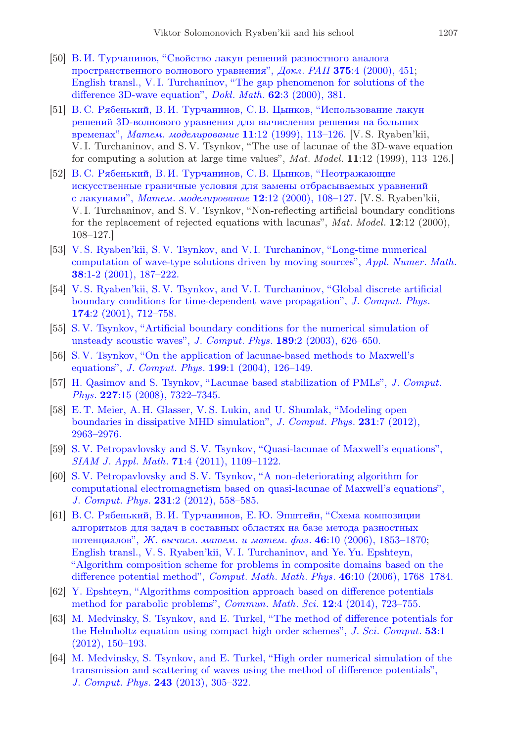[50] В. И. Турчанинов, “Свойство лакун решений разностного аналога пространственного волнового уравнения”, *Докл. РАН* **375**:4 (2000), 451; English transl., V. I. Turchaninov, “The gap phenomenon for solutions of the difference 3D-wave equation”, *Dokl. Math.* **62**:3 (2000), 381.

[51] В. С. Рябенький, В. И. Турчанинов, С. В. Цынков, “Использование лакун решений 3D-волнового уравнения для вычисления решения на больших временах”, *Матем. моделирование* **11**:12 (1999), 113–126. [V. S. Ryaben’kii, V. I. Turchaninov, and S. V. Tsynkov, “The use of lacunae of the 3D-wave equation for computing a solution at large time values”, *Mat. Model.* **11**:12 (1999), 113–126.]

[52] В. С. Рябенький, В. И. Турчанинов, С. В. Цынков, “Неотражающие искусственные граничные условия для замены отбрасываемых уравнений с лакунами”, *Матем. моделирование* **12**:12 (2000), 108–127. [V. S. Ryaben’kii, V. I. Turchaninov, and S. V. Tsynkov, “Non-reflecting artificial boundary conditions for the replacement of rejected equations with lacunas”, *Mat. Model.* **12**:12 (2000), 108–127.]

[53] V. S. Ryaben’kii, S. V. Tsynkov, and V. I. Turchaninov, “Long-time numerical computation of wave-type solutions driven by moving sources”, *Appl. Numer. Math.* **38**:1-2 (2001), 187–222.

[54] V. S. Ryaben’kii, S. V. Tsynkov, and V. I. Turchaninov, “Global discrete artificial boundary conditions for time-dependent wave propagation”, *J. Comput. Phys.* **174**:2 (2001), 712–758.

[55] S. V. Tsynkov, “Artificial boundary conditions for the numerical simulation of unsteady acoustic waves”, *J. Comput. Phys.* **189**:2 (2003), 626–650.

[56] S. V. Tsynkov, “On the application of lacunae-based methods to Maxwell’s equations”, *J. Comput. Phys.* **199**:1 (2004), 126–149.

[57] H. Qasimov and S. Tsynkov, “Lacunae based stabilization of PMLs”, *J. Comput. Phys.* **227**:15 (2008), 7322–7345.

[58] E. T. Meier, A. H. Glasser, V. S. Lukin, and U. Shumlak, “Modeling open boundaries in dissipative MHD simulation”, *J. Comput. Phys.* **231**:7 (2012), 2963–2976.

[59] S. V. Petropavlovsky and S. V. Tsynkov, “Quasi-lacunae of Maxwell’s equations”, *SIAM J. Appl. Math.* **71**:4 (2011), 1109–1122.

[60] S. V. Petropavlovsky and S. V. Tsynkov, “A non-deteriorating algorithm for computational electromagnetism based on quasi-lacunae of Maxwell’s equations”, *J. Comput. Phys.* **231**:2 (2012), 558–585.

[61] В. С. Рябенький, В. И. Турчанинов, Е. Ю. Эпштейн, “Схема композиции алгоритмов для задач в составных областях на базе метода разностных потенциалов”, *Ж. вычисл. матем. и матем. физ.* **46**:10 (2006), 1853–1870; English transl., V. S. Ryaben’kii, V. I. Turchaninov, and Ye. Yu. Epshteyn, “Algorithm composition scheme for problems in composite domains based on the difference potential method”, *Comput. Math. Math. Phys.* **46**:10 (2006), 1768–1784.

[62] Y. Epshteyn, “Algorithms composition approach based on difference potentials method for parabolic problems”, *Commun. Math. Sci.* **12**:4 (2014), 723–755.

[63] M. Medvinsky, S. Tsynkov, and E. Turkel, “The method of difference potentials for the Helmholtz equation using compact high order schemes”, *J. Sci. Comput.* **53**:1 (2012), 150–193.

[64] M. Medvinsky, S. Tsynkov, and E. Turkel, “High order numerical simulation of the transmission and scattering of waves using the method of difference potentials”, *J. Comput. Phys.* **243** (2013), 305–322.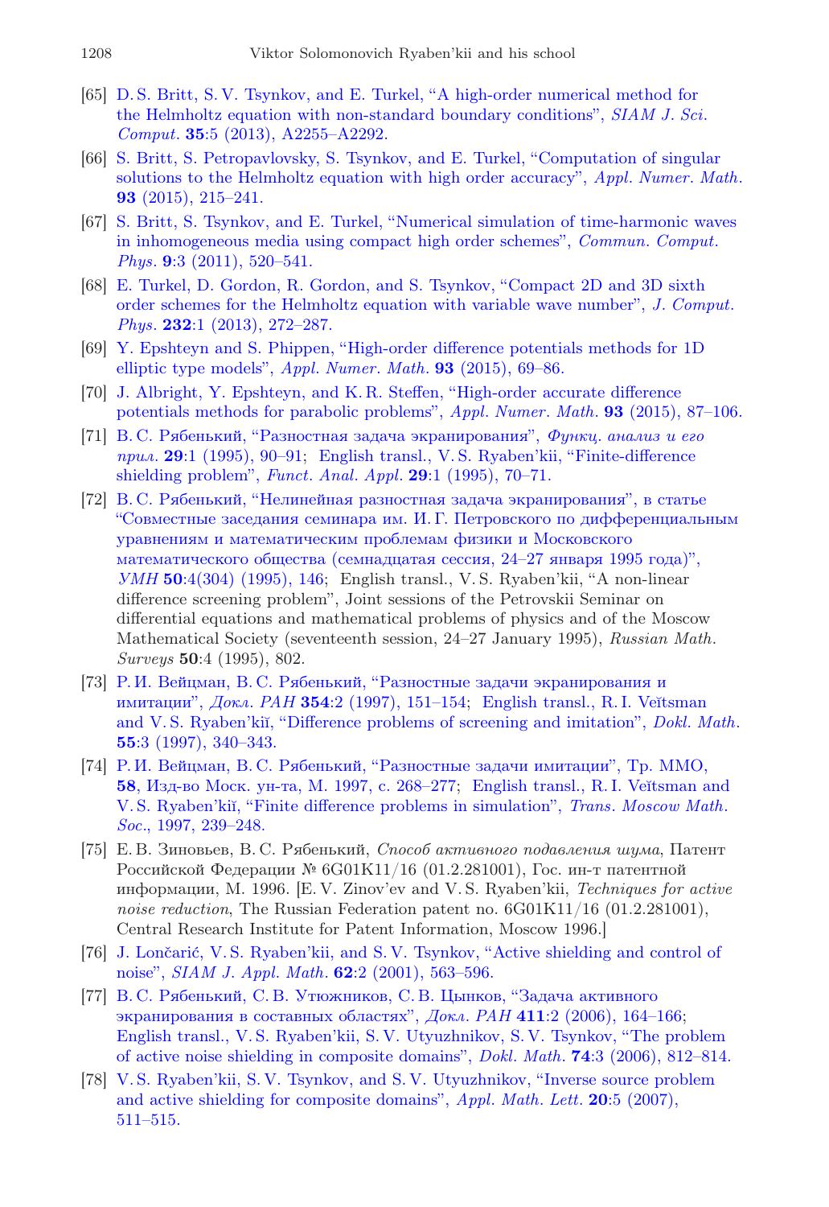[65] D. S. Britt, S. V. Tsynkov, and E. Turkel, "A high-order numerical method for the Helmholtz equation with non-standard boundary conditions", *SIAM J. Sci. Comput.* **35**:5 (2013), A2255–A2292.

[66] S. Britt, S. Petropavlovsky, S. Tsynkov, and E. Turkel, "Computation of singular solutions to the Helmholtz equation with high order accuracy", *Appl. Numer. Math.* **93** (2015), 215–241.

[67] S. Britt, S. Tsynkov, and E. Turkel, "Numerical simulation of time-harmonic waves in inhomogeneous media using compact high order schemes", *Commun. Comput. Phys.* **9**:3 (2011), 520–541.

[68] E. Turkel, D. Gordon, R. Gordon, and S. Tsynkov, "Compact 2D and 3D sixth order schemes for the Helmholtz equation with variable wave number", *J. Comput. Phys.* **232**:1 (2013), 272–287.

[69] Y. Epshteyn and S. Phippen, "High-order difference potentials methods for 1D elliptic type models", *Appl. Numer. Math.* **93** (2015), 69–86.

[70] J. Albright, Y. Epshteyn, and K. R. Steffen, "High-order accurate difference potentials methods for parabolic problems", *Appl. Numer. Math.* **93** (2015), 87–106.

[71] В. С. Рябенький, "Разностная задача экранирования", *Функц. анализ и его прил.* **29**:1 (1995), 90–91; English transl., V. S. Ryaben'kii, "Finite-difference shielding problem", *Funct. Anal. Appl.* **29**:1 (1995), 70–71.

[72] В. С. Рябенький, "Нелинейная разностная задача экранирования", в статье "Совместные заседания семинара им. И. Г. Петровского по дифференциальным уравнениям и математическим проблемам физики и Московского математического общества (семнадцатая сессия, 24–27 января 1995 года)", *УМН* **50**:4(304) (1995), 146; English transl., V. S. Ryaben'kii, "A non-linear difference screening problem", Joint sessions of the Petrovskii Seminar on differential equations and mathematical problems of physics and of the Moscow Mathematical Society (seventeenth session, 24–27 January 1995), *Russian Math. Surveys* **50**:4 (1995), 802.

[73] Р. И. Вейцман, В. С. Рябенький, "Разностные задачи экранирования и имитации", *Докл. РАН* **354**:2 (1997), 151–154; English transl., R. I. Veĭtsman and V. S. Ryaben'kiĭ, "Difference problems of screening and imitation", *Dokl. Math.* **55**:3 (1997), 340–343.

[74] Р. И. Вейцман, В. С. Рябенький, "Разностные задачи имитации", Тр. ММО, **58**, Изд-во Моск. ун-та, М. 1997, с. 268–277; English transl., R. I. Veĭtsman and V. S. Ryaben'kiĭ, "Finite difference problems in simulation", *Trans. Moscow Math. Soc.*, 1997, 239–248.

[75] Е. В. Зиновьев, В. С. Рябенький, *Способ активного подавления шума*, Патент Российской Федерации № 6G01K11/16 (01.2.281001), Гос. ин-т патентной информации, М. 1996. [E. V. Zinov'ev and V. S. Ryaben'kii, *Techniques for active noise reduction*, The Russian Federation patent no. 6G01K11/16 (01.2.281001), Central Research Institute for Patent Information, Moscow 1996.]

[76] J. Lončarić, V. S. Ryaben'kii, and S. V. Tsynkov, "Active shielding and control of noise", *SIAM J. Appl. Math.* **62**:2 (2001), 563–596.

[77] В. С. Рябенький, С. В. Утюжников, С. В. Цынков, "Задача активного экранирования в составных областях", *Докл. РАН* **411**:2 (2006), 164–166; English transl., V. S. Ryaben'kii, S. V. Utyuzhnikov, S. V. Tsynkov, "The problem of active noise shielding in composite domains", *Dokl. Math.* **74**:3 (2006), 812–814.

[78] V. S. Ryaben'kii, S. V. Tsynkov, and S. V. Utyuzhnikov, "Inverse source problem and active shielding for composite domains", *Appl. Math. Lett.* **20**:5 (2007), 511–515.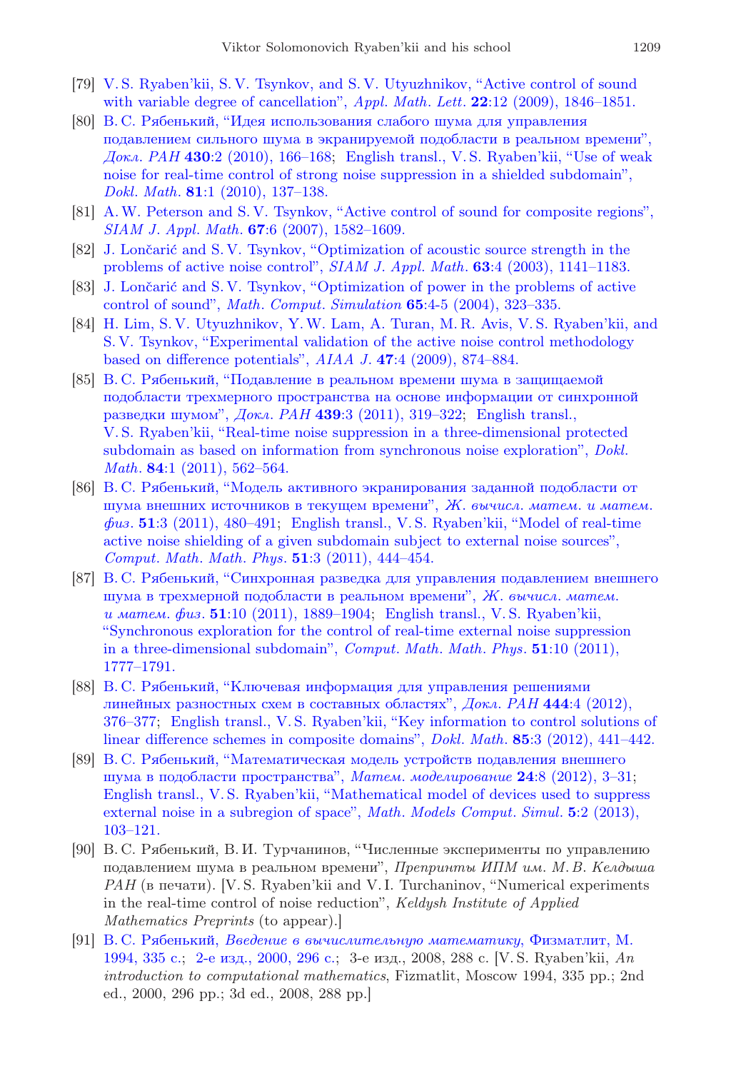[79] V. S. Ryaben'kii, S. V. Tsynkov, and S. V. Utyuzhnikov, "Active control of sound with variable degree of cancellation", *Appl. Math. Lett.* **22**:12 (2009), 1846–1851.

[80] В. С. Рябенький, "Идея использования слабого шума для управления подавлением сильного шума в экранируемой подобласти в реальном времени", *Докл. РАН* **430**:2 (2010), 166–168; English transl., V. S. Ryaben'kii, "Use of weak noise for real-time control of strong noise suppression in a shielded subdomain", *Dokl. Math.* **81**:1 (2010), 137–138.

[81] A. W. Peterson and S. V. Tsynkov, "Active control of sound for composite regions", *SIAM J. Appl. Math.* **67**:6 (2007), 1582–1609.

[82] J. Lončarić and S. V. Tsynkov, "Optimization of acoustic source strength in the problems of active noise control", *SIAM J. Appl. Math.* **63**:4 (2003), 1141–1183.

[83] J. Lončarić and S. V. Tsynkov, "Optimization of power in the problems of active control of sound", *Math. Comput. Simulation* **65**:4-5 (2004), 323–335.

[84] H. Lim, S. V. Utyuzhnikov, Y. W. Lam, A. Turan, M. R. Avis, V. S. Ryaben'kii, and S. V. Tsynkov, "Experimental validation of the active noise control methodology based on difference potentials", *AIAA J.* **47**:4 (2009), 874–884.

[85] В. С. Рябенький, "Подавление в реальном времени шума в защищаемой подобласти трехмерного пространства на основе информации от синхронной разведки шумом", *Докл. РАН* **439**:3 (2011), 319–322; English transl., V. S. Ryaben'kii, "Real-time noise suppression in a three-dimensional protected subdomain as based on information from synchronous noise exploration", *Dokl. Math.* **84**:1 (2011), 562–564.

[86] В. С. Рябенький, "Модель активного экранирования заданной подобласти от шума внешних источников в текущем времени", *Ж. вычисл. матем. и матем. физ.* **51**:3 (2011), 480–491; English transl., V. S. Ryaben'kii, "Model of real-time active noise shielding of a given subdomain subject to external noise sources", *Comput. Math. Math. Phys.* **51**:3 (2011), 444–454.

[87] В. С. Рябенький, "Синхронная разведка для управления подавлением внешнего шума в трехмерной подобласти в реальном времени", *Ж. вычисл. матем. и матем. физ.* **51**:10 (2011), 1889–1904; English transl., V. S. Ryaben'kii, "Synchronous exploration for the control of real-time external noise suppression in a three-dimensional subdomain", *Comput. Math. Math. Phys.* **51**:10 (2011), 1777–1791.

[88] В. С. Рябенький, "Ключевая информация для управления решениями линейных разностных схем в составных областях", *Докл. РАН* **444**:4 (2012), 376–377; English transl., V. S. Ryaben'kii, "Key information to control solutions of linear difference schemes in composite domains", *Dokl. Math.* **85**:3 (2012), 441–442.

[89] В. С. Рябенький, "Математическая модель устройств подавления внешнего шума в подобласти пространства", *Матем. моделирование* **24**:8 (2012), 3–31; English transl., V. S. Ryaben'kii, "Mathematical model of devices used to suppress external noise in a subregion of space", *Math. Models Comput. Simul.* **5**:2 (2013), 103–121.

[90] В. С. Рябенький, В. И. Турчанинов, "Численные эксперименты по управлению подавлением шума в реальном времени", *Препринты ИПМ им. М. В. Келдыша РАН* (в печати). [V. S. Ryaben'kii and V. I. Turchaninov, "Numerical experiments in the real-time control of noise reduction", *Keldysh Institute of Applied Mathematics Preprints* (to appear).]

[91] В. С. Рябенький, *Введение в вычислительную математику*, Физматлит, М. 1994, 335 с.; 2-е изд., 2000, 296 с.; 3-е изд., 2008, 288 с. [V. S. Ryaben'kii, *An introduction to computational mathematics*, Fizmatlit, Moscow 1994, 335 pp.; 2nd ed., 2000, 296 pp.; 3d ed., 2008, 288 pp.]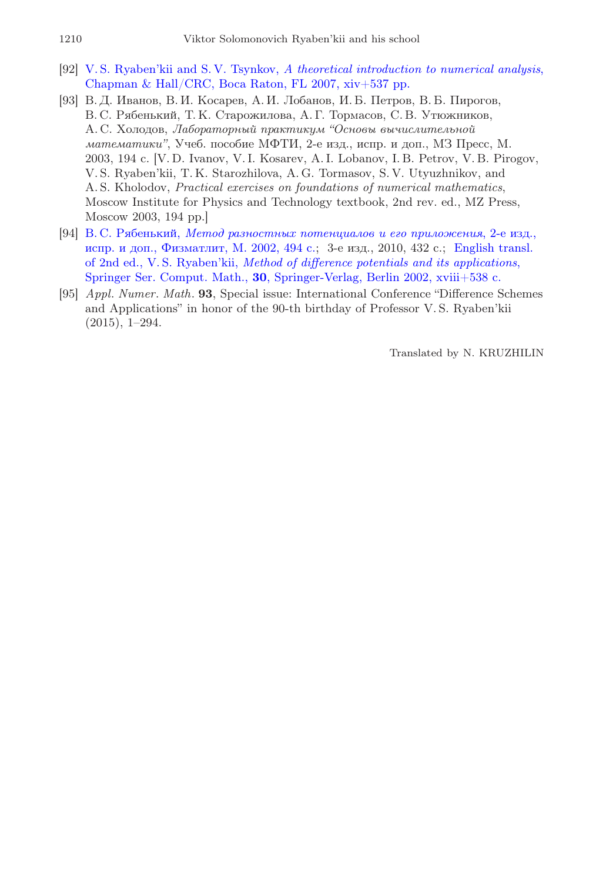[92] V. S. Ryaben'kii and S. V. Tsynkov, *A theoretical introduction to numerical analysis*, Chapman & Hall/CRC, Boca Raton, FL 2007, xiv+537 pp.

[93] В. Д. Иванов, В. И. Косарев, А. И. Лобанов, И. Б. Петров, В. Б. Пирогов, В. С. Рябенький, Т. К. Старожилова, А. Г. Тормасов, С. В. Утюжников, А. С. Холодов, *Лабораторный практикум "Основы вычислительной математики"*, Учеб. пособие МФТИ, 2-е изд., испр. и доп., МЗ Пресс, М. 2003, 194 с. [V. D. Ivanov, V. I. Kosarev, A. I. Lobanov, I. B. Petrov, V. B. Pirogov, V. S. Ryaben'kii, T. K. Starozhilova, A. G. Tormasov, S. V. Utyuzhnikov, and A. S. Kholodov, *Practical exercises on foundations of numerical mathematics*, Moscow Institute for Physics and Technology textbook, 2nd rev. ed., MZ Press, Moscow 2003, 194 pp.]

[94] В. С. Рябенький, *Метод разностных потенциалов и его приложения*, 2-е изд., испр. и доп., Физматлит, М. 2002, 494 с.; 3-е изд., 2010, 432 с.; English transl. of 2nd ed., V. S. Ryaben'kii, *Method of difference potentials and its applications*, Springer Ser. Comput. Math., **30**, Springer-Verlag, Berlin 2002, xviii+538 с.

[95] *Appl. Numer. Math.* **93**, Special issue: International Conference "Difference Schemes and Applications" in honor of the 90-th birthday of Professor V. S. Ryaben'kii (2015), 1–294.

Translated by N. KRUZHILIN